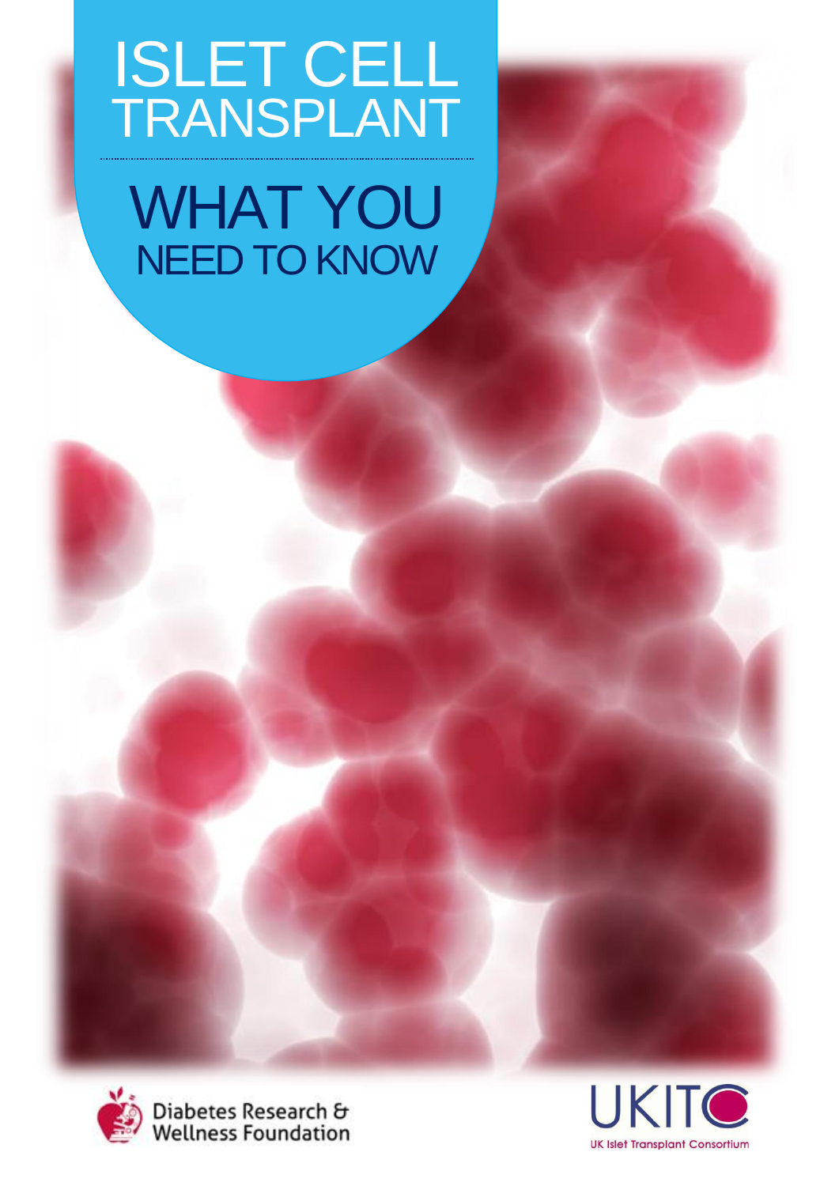# ISLET CELL TRANSPLANT

## WHAT YOU NEED TO KNOW

Diabetes Research & Wellness Foundation

UKITC

UK Islet Transplant Consortium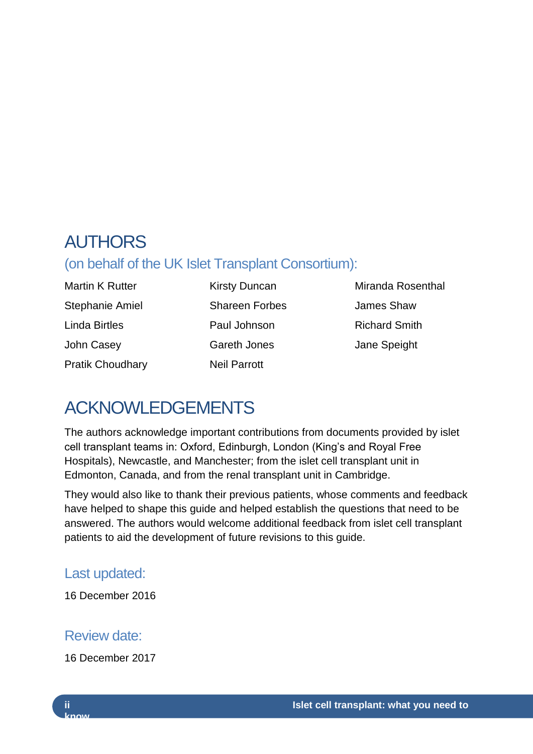# AUTHORS

## (on behalf of the UK Islet Transplant Consortium):

Martin K Rutter
Stephanie Amiel
Linda Birtles
John Casey
Pratik Choudhary
Kirsty Duncan
Shareen Forbes
Paul Johnson
Gareth Jones
Neil Parrott
Miranda Rosenthal
James Shaw
Richard Smith
Jane Speight

# ACKNOWLEDGEMENTS

The authors acknowledge important contributions from documents provided by islet cell transplant teams in: Oxford, Edinburgh, London (King's and Royal Free Hospitals), Newcastle, and Manchester; from the islet cell transplant unit in Edmonton, Canada, and from the renal transplant unit in Cambridge.

They would also like to thank their previous patients, whose comments and feedback have helped to shape this guide and helped establish the questions that need to be answered. The authors would welcome additional feedback from islet cell transplant patients to aid the development of future revisions to this guide.

## Last updated:

16 December 2016

## Review date:

16 December 2017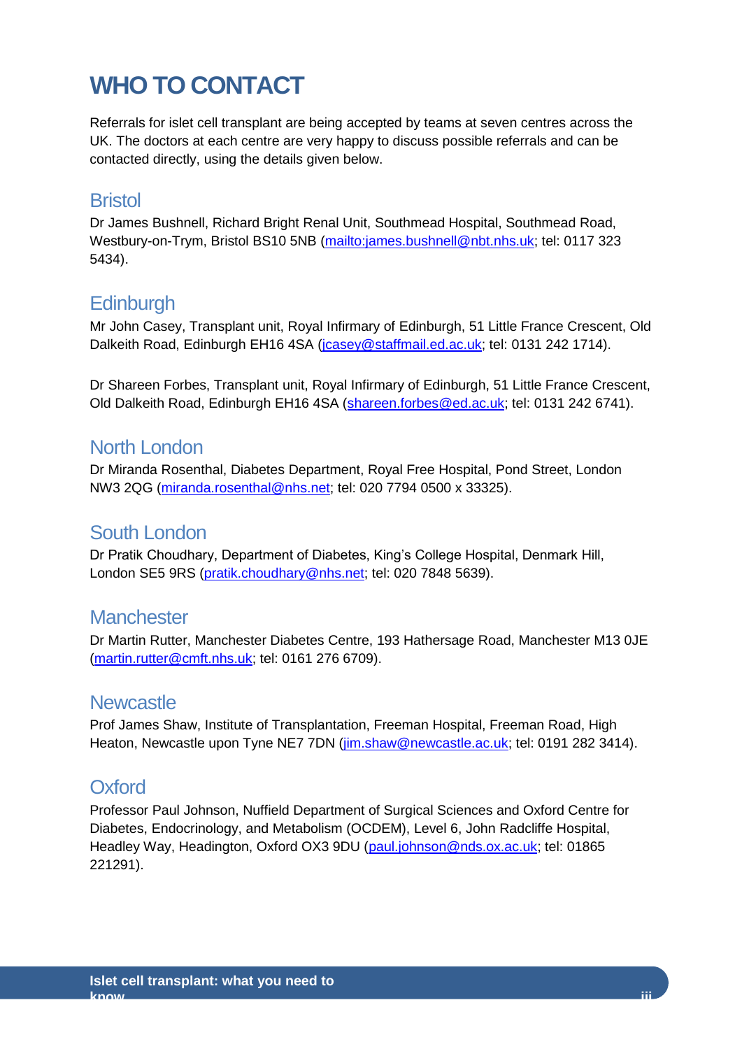# WHO TO CONTACT

Referrals for islet cell transplant are being accepted by teams at seven centres across the UK. The doctors at each centre are very happy to discuss possible referrals and can be contacted directly, using the details given below.

## Bristol

Dr James Bushnell, Richard Bright Renal Unit, Southmead Hospital, Southmead Road, Westbury-on-Trym, Bristol BS10 5NB (mailto:james.bushnell@nbt.nhs.uk; tel: 0117 323 5434).

## Edinburgh

Mr John Casey, Transplant unit, Royal Infirmary of Edinburgh, 51 Little France Crescent, Old Dalkeith Road, Edinburgh EH16 4SA (jcasey@staffmail.ed.ac.uk; tel: 0131 242 1714).

Dr Shareen Forbes, Transplant unit, Royal Infirmary of Edinburgh, 51 Little France Crescent, Old Dalkeith Road, Edinburgh EH16 4SA (shareen.forbes@ed.ac.uk; tel: 0131 242 6741).

## North London

Dr Miranda Rosenthal, Diabetes Department, Royal Free Hospital, Pond Street, London NW3 2QG (miranda.rosenthal@nhs.net; tel: 020 7794 0500 x 33325).

## South London

Dr Pratik Choudhary, Department of Diabetes, King's College Hospital, Denmark Hill, London SE5 9RS (pratik.choudhary@nhs.net; tel: 020 7848 5639).

## Manchester

Dr Martin Rutter, Manchester Diabetes Centre, 193 Hathersage Road, Manchester M13 0JE (martin.rutter@cmft.nhs.uk; tel: 0161 276 6709).

## Newcastle

Prof James Shaw, Institute of Transplantation, Freeman Hospital, Freeman Road, High Heaton, Newcastle upon Tyne NE7 7DN (jim.shaw@newcastle.ac.uk; tel: 0191 282 3414).

## Oxford

Professor Paul Johnson, Nuffield Department of Surgical Sciences and Oxford Centre for Diabetes, Endocrinology, and Metabolism (OCDEM), Level 6, John Radcliffe Hospital, Headley Way, Headington, Oxford OX3 9DU (paul.johnson@nds.ox.ac.uk; tel: 01865 221291).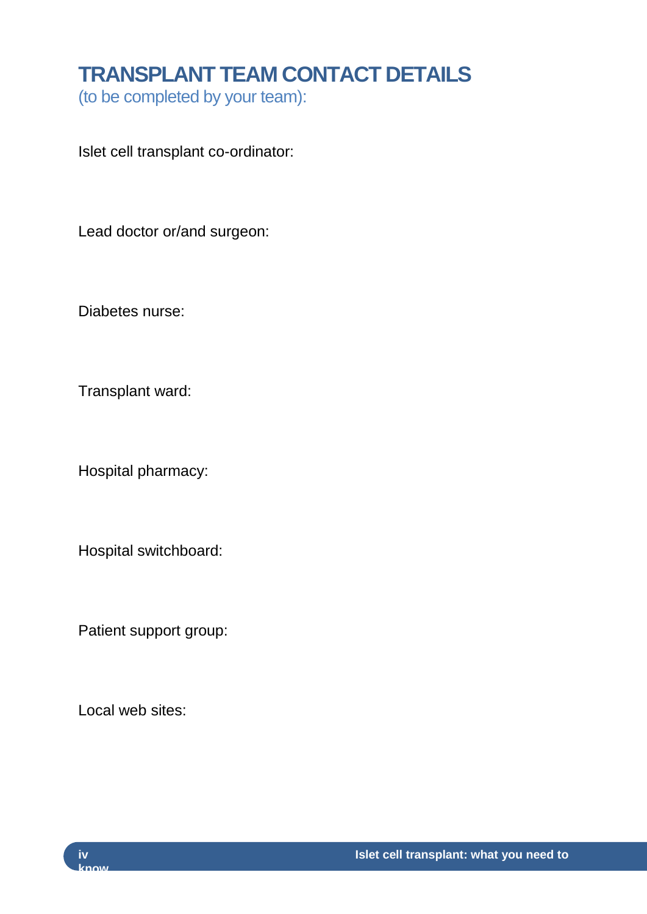# TRANSPLANT TEAM CONTACT DETAILS

(to be completed by your team):

Islet cell transplant co-ordinator:

Lead doctor or/and surgeon:

Diabetes nurse:

Transplant ward:

Hospital pharmacy:

Hospital switchboard:

Patient support group:

Local web sites: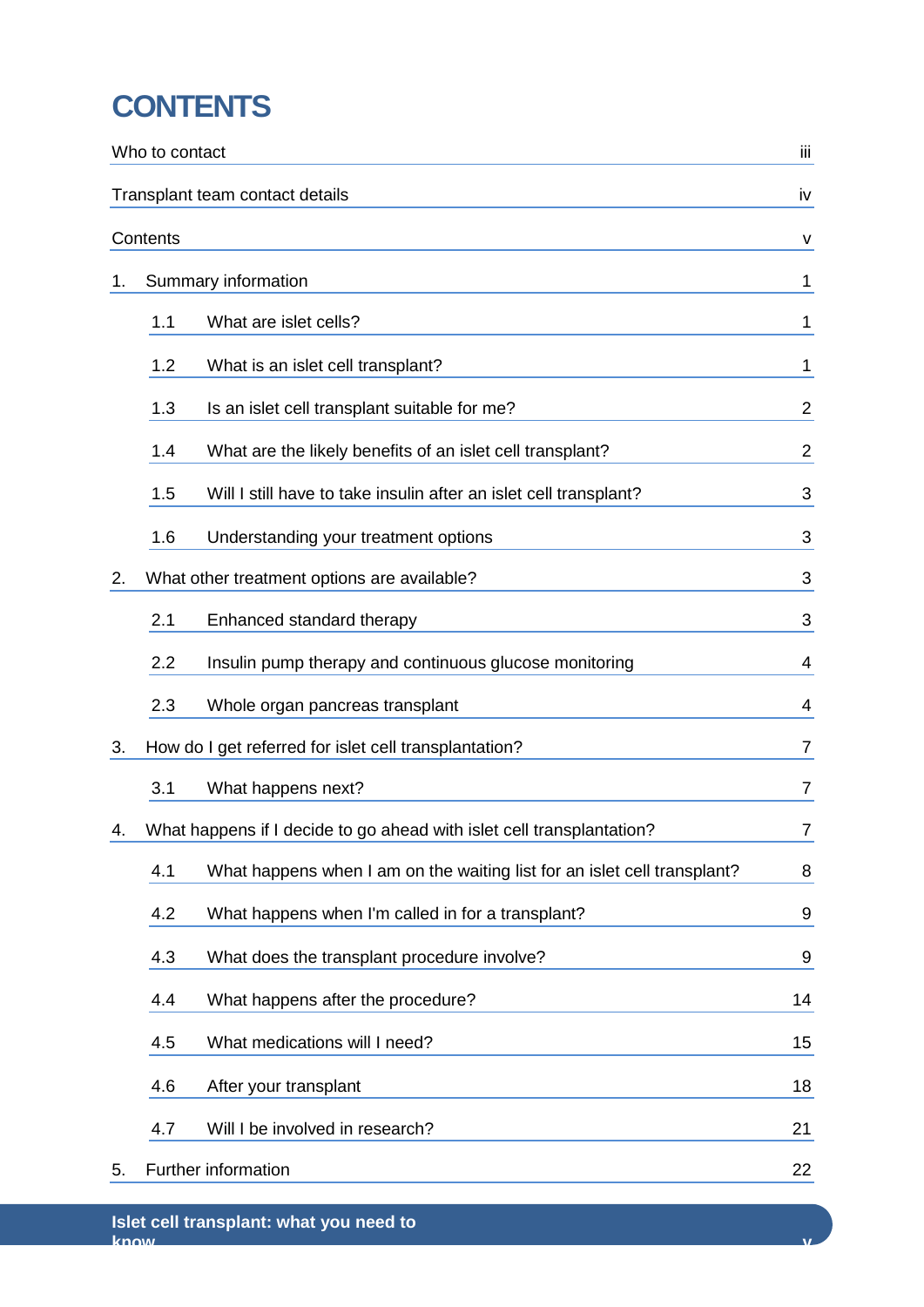# CONTENTS

| | |
|---|---|
| Who to contact | iii |
| Transplant team contact details | iv |
| Contents | v |
| 1. Summary information | 1 |
| 1.1 What are islet cells? | 1 |
| 1.2 What is an islet cell transplant? | 1 |
| 1.3 Is an islet cell transplant suitable for me? | 2 |
| 1.4 What are the likely benefits of an islet cell transplant? | 2 |
| 1.5 Will I still have to take insulin after an islet cell transplant? | 3 |
| 1.6 Understanding your treatment options | 3 |
| 2. What other treatment options are available? | 3 |
| 2.1 Enhanced standard therapy | 3 |
| 2.2 Insulin pump therapy and continuous glucose monitoring | 4 |
| 2.3 Whole organ pancreas transplant | 4 |
| 3. How do I get referred for islet cell transplantation? | 7 |
| 3.1 What happens next? | 7 |
| 4. What happens if I decide to go ahead with islet cell transplantation? | 7 |
| 4.1 What happens when I am on the waiting list for an islet cell transplant? | 8 |
| 4.2 What happens when I'm called in for a transplant? | 9 |
| 4.3 What does the transplant procedure involve? | 9 |
| 4.4 What happens after the procedure? | 14 |
| 4.5 What medications will I need? | 15 |
| 4.6 After your transplant | 18 |
| 4.7 Will I be involved in research? | 21 |
| 5. Further information | 22 |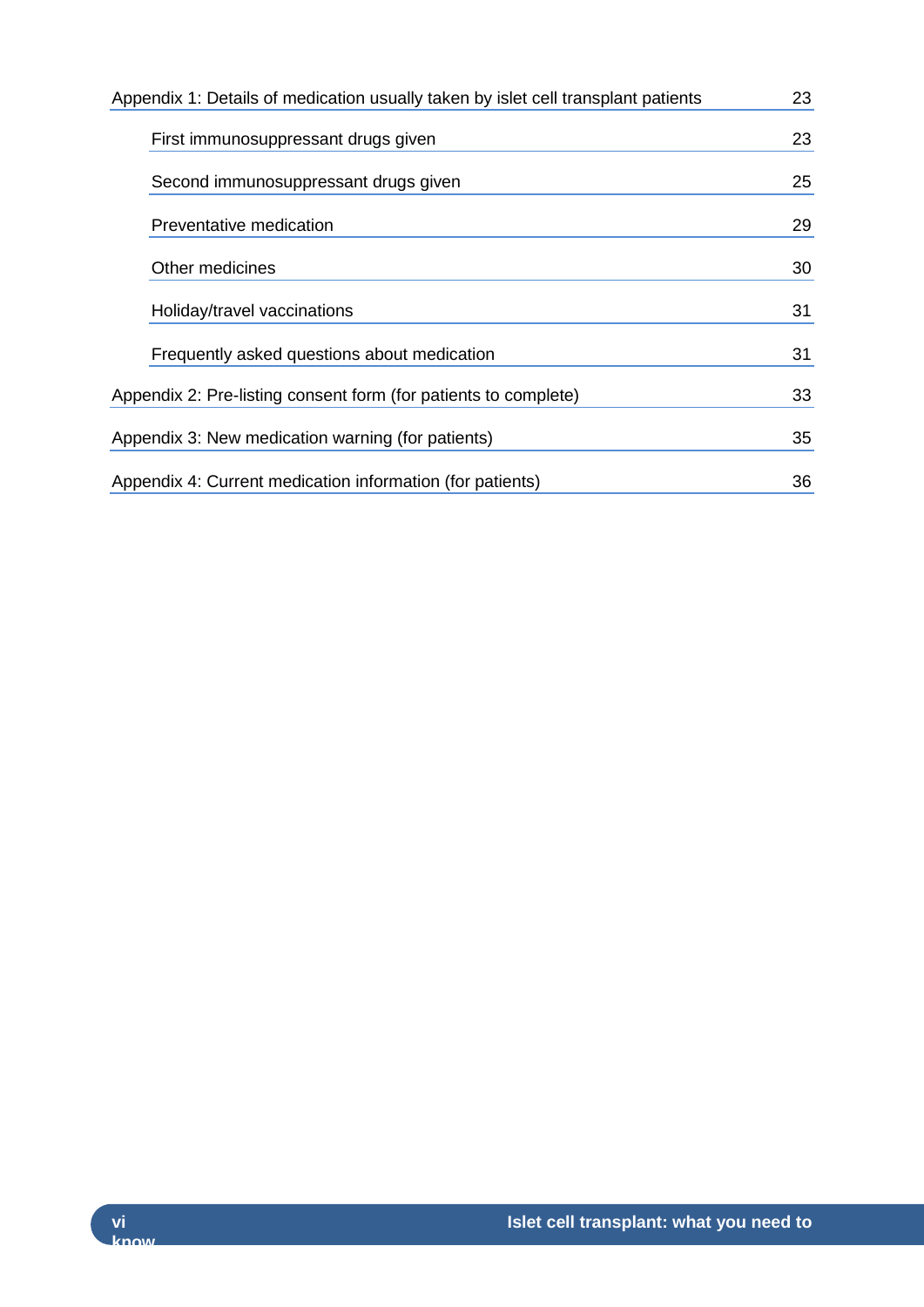Appendix 1: Details of medication usually taken by islet cell transplant patients 23

- First immunosuppressant drugs given 23
- Second immunosuppressant drugs given 25
- Preventative medication 29
- Other medicines 30
- Holiday/travel vaccinations 31
- Frequently asked questions about medication 31

Appendix 2: Pre-listing consent form (for patients to complete) 33

Appendix 3: New medication warning (for patients) 35

Appendix 4: Current medication information (for patients) 36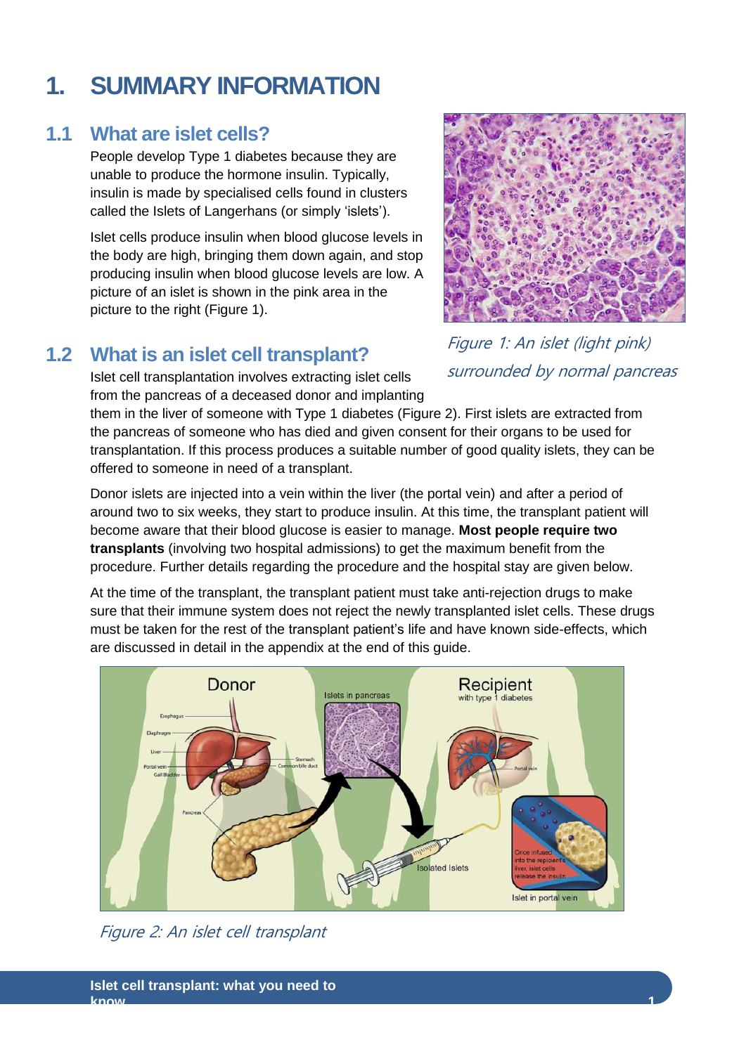# 1. SUMMARY INFORMATION

## 1.1 What are islet cells?

People develop Type 1 diabetes because they are unable to produce the hormone insulin. Typically, insulin is made by specialised cells found in clusters called the Islets of Langerhans (or simply 'islets').

Islet cells produce insulin when blood glucose levels in the body are high, bringing them down again, and stop producing insulin when blood glucose levels are low. A picture of an islet is shown in the pink area in the picture to the right (Figure 1).

*Figure 1: An islet (light pink) surrounded by normal pancreas*

## 1.2 What is an islet cell transplant?

Islet cell transplantation involves extracting islet cells from the pancreas of a deceased donor and implanting them in the liver of someone with Type 1 diabetes (Figure 2). First islets are extracted from the pancreas of someone who has died and given consent for their organs to be used for transplantation. If this process produces a suitable number of good quality islets, they can be offered to someone in need of a transplant.

Donor islets are injected into a vein within the liver (the portal vein) and after a period of around two to six weeks, they start to produce insulin. At this time, the transplant patient will become aware that their blood glucose is easier to manage. **Most people require two transplants** (involving two hospital admissions) to get the maximum benefit from the procedure. Further details regarding the procedure and the hospital stay are given below.

At the time of the transplant, the transplant patient must take anti-rejection drugs to make sure that their immune system does not reject the newly transplanted islet cells. These drugs must be taken for the rest of the transplant patient's life and have known side-effects, which are discussed in detail in the appendix at the end of this guide.

*Figure 2: An islet cell transplant*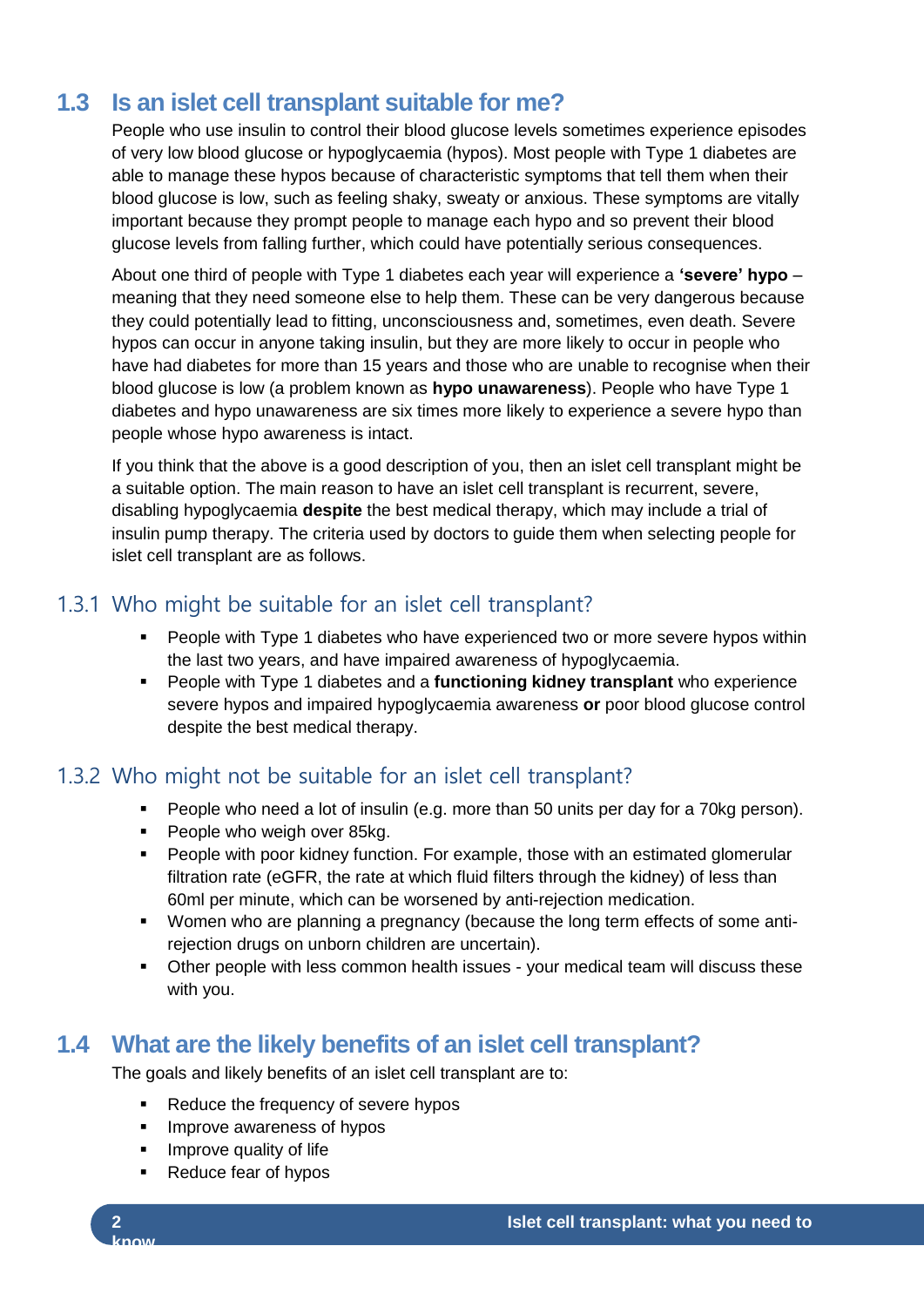## 1.3 Is an islet cell transplant suitable for me?

People who use insulin to control their blood glucose levels sometimes experience episodes of very low blood glucose or hypoglycaemia (hypos). Most people with Type 1 diabetes are able to manage these hypos because of characteristic symptoms that tell them when their blood glucose is low, such as feeling shaky, sweaty or anxious. These symptoms are vitally important because they prompt people to manage each hypo and so prevent their blood glucose levels from falling further, which could have potentially serious consequences.

About one third of people with Type 1 diabetes each year will experience a **'severe' hypo** – meaning that they need someone else to help them. These can be very dangerous because they could potentially lead to fitting, unconsciousness and, sometimes, even death. Severe hypos can occur in anyone taking insulin, but they are more likely to occur in people who have had diabetes for more than 15 years and those who are unable to recognise when their blood glucose is low (a problem known as **hypo unawareness**). People who have Type 1 diabetes and hypo unawareness are six times more likely to experience a severe hypo than people whose hypo awareness is intact.

If you think that the above is a good description of you, then an islet cell transplant might be a suitable option. The main reason to have an islet cell transplant is recurrent, severe, disabling hypoglycaemia **despite** the best medical therapy, which may include a trial of insulin pump therapy. The criteria used by doctors to guide them when selecting people for islet cell transplant are as follows.

### 1.3.1 Who might be suitable for an islet cell transplant?

- People with Type 1 diabetes who have experienced two or more severe hypos within the last two years, and have impaired awareness of hypoglycaemia.
- People with Type 1 diabetes and a **functioning kidney transplant** who experience severe hypos and impaired hypoglycaemia awareness **or** poor blood glucose control despite the best medical therapy.

### 1.3.2 Who might not be suitable for an islet cell transplant?

- People who need a lot of insulin (e.g. more than 50 units per day for a 70kg person).
- People who weigh over 85kg.
- People with poor kidney function. For example, those with an estimated glomerular filtration rate (eGFR, the rate at which fluid filters through the kidney) of less than 60ml per minute, which can be worsened by anti-rejection medication.
- Women who are planning a pregnancy (because the long term effects of some anti-rejection drugs on unborn children are uncertain).
- Other people with less common health issues - your medical team will discuss these with you.

## 1.4 What are the likely benefits of an islet cell transplant?

The goals and likely benefits of an islet cell transplant are to:

- Reduce the frequency of severe hypos
- Improve awareness of hypos
- Improve quality of life
- Reduce fear of hypos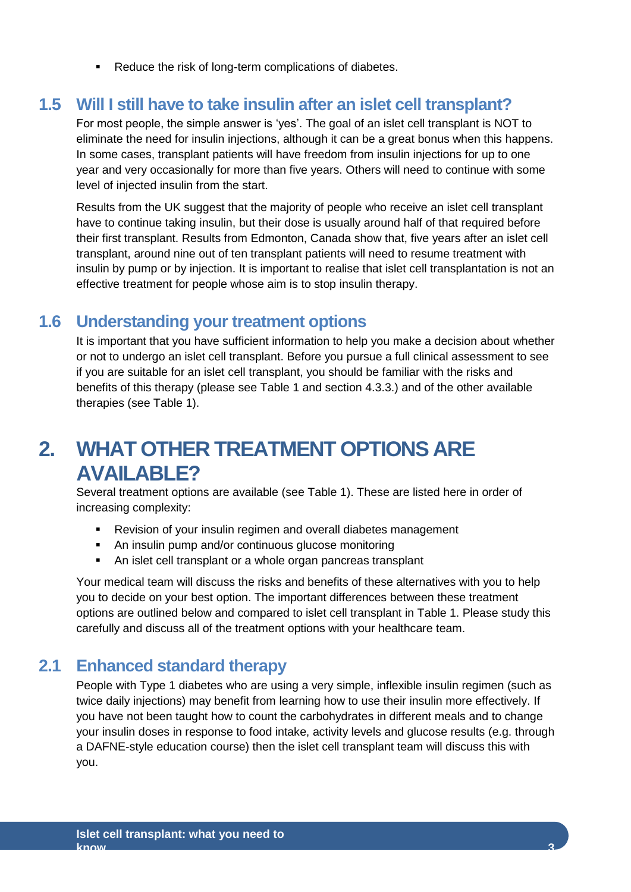- Reduce the risk of long-term complications of diabetes.

## 1.5 Will I still have to take insulin after an islet cell transplant?

For most people, the simple answer is 'yes'. The goal of an islet cell transplant is NOT to eliminate the need for insulin injections, although it can be a great bonus when this happens. In some cases, transplant patients will have freedom from insulin injections for up to one year and very occasionally for more than five years. Others will need to continue with some level of injected insulin from the start.

Results from the UK suggest that the majority of people who receive an islet cell transplant have to continue taking insulin, but their dose is usually around half of that required before their first transplant. Results from Edmonton, Canada show that, five years after an islet cell transplant, around nine out of ten transplant patients will need to resume treatment with insulin by pump or by injection. It is important to realise that islet cell transplantation is not an effective treatment for people whose aim is to stop insulin therapy.

## 1.6 Understanding your treatment options

It is important that you have sufficient information to help you make a decision about whether or not to undergo an islet cell transplant. Before you pursue a full clinical assessment to see if you are suitable for an islet cell transplant, you should be familiar with the risks and benefits of this therapy (please see Table 1 and section 4.3.3.) and of the other available therapies (see Table 1).

# 2. WHAT OTHER TREATMENT OPTIONS ARE AVAILABLE?

Several treatment options are available (see Table 1). These are listed here in order of increasing complexity:

- Revision of your insulin regimen and overall diabetes management
- An insulin pump and/or continuous glucose monitoring
- An islet cell transplant or a whole organ pancreas transplant

Your medical team will discuss the risks and benefits of these alternatives with you to help you to decide on your best option. The important differences between these treatment options are outlined below and compared to islet cell transplant in Table 1. Please study this carefully and discuss all of the treatment options with your healthcare team.

## 2.1 Enhanced standard therapy

People with Type 1 diabetes who are using a very simple, inflexible insulin regimen (such as twice daily injections) may benefit from learning how to use their insulin more effectively. If you have not been taught how to count the carbohydrates in different meals and to change your insulin doses in response to food intake, activity levels and glucose results (e.g. through a DAFNE-style education course) then the islet cell transplant team will discuss this with you.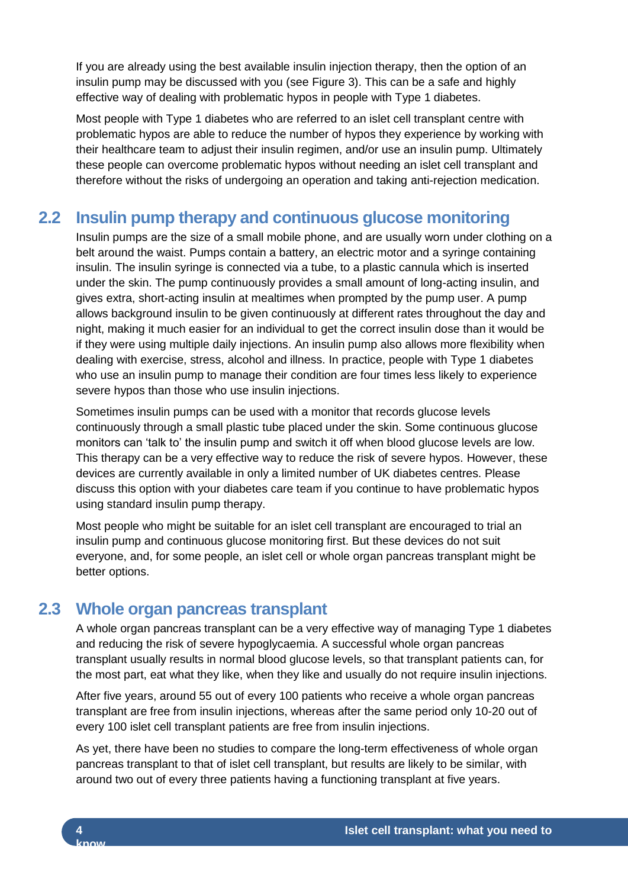If you are already using the best available insulin injection therapy, then the option of an insulin pump may be discussed with you (see Figure 3). This can be a safe and highly effective way of dealing with problematic hypos in people with Type 1 diabetes.

Most people with Type 1 diabetes who are referred to an islet cell transplant centre with problematic hypos are able to reduce the number of hypos they experience by working with their healthcare team to adjust their insulin regimen, and/or use an insulin pump. Ultimately these people can overcome problematic hypos without needing an islet cell transplant and therefore without the risks of undergoing an operation and taking anti-rejection medication.

## 2.2 Insulin pump therapy and continuous glucose monitoring

Insulin pumps are the size of a small mobile phone, and are usually worn under clothing on a belt around the waist. Pumps contain a battery, an electric motor and a syringe containing insulin. The insulin syringe is connected via a tube, to a plastic cannula which is inserted under the skin. The pump continuously provides a small amount of long-acting insulin, and gives extra, short-acting insulin at mealtimes when prompted by the pump user. A pump allows background insulin to be given continuously at different rates throughout the day and night, making it much easier for an individual to get the correct insulin dose than it would be if they were using multiple daily injections. An insulin pump also allows more flexibility when dealing with exercise, stress, alcohol and illness. In practice, people with Type 1 diabetes who use an insulin pump to manage their condition are four times less likely to experience severe hypos than those who use insulin injections.

Sometimes insulin pumps can be used with a monitor that records glucose levels continuously through a small plastic tube placed under the skin. Some continuous glucose monitors can 'talk to' the insulin pump and switch it off when blood glucose levels are low. This therapy can be a very effective way to reduce the risk of severe hypos. However, these devices are currently available in only a limited number of UK diabetes centres. Please discuss this option with your diabetes care team if you continue to have problematic hypos using standard insulin pump therapy.

Most people who might be suitable for an islet cell transplant are encouraged to trial an insulin pump and continuous glucose monitoring first. But these devices do not suit everyone, and, for some people, an islet cell or whole organ pancreas transplant might be better options.

## 2.3 Whole organ pancreas transplant

A whole organ pancreas transplant can be a very effective way of managing Type 1 diabetes and reducing the risk of severe hypoglycaemia. A successful whole organ pancreas transplant usually results in normal blood glucose levels, so that transplant patients can, for the most part, eat what they like, when they like and usually do not require insulin injections.

After five years, around 55 out of every 100 patients who receive a whole organ pancreas transplant are free from insulin injections, whereas after the same period only 10-20 out of every 100 islet cell transplant patients are free from insulin injections.

As yet, there have been no studies to compare the long-term effectiveness of whole organ pancreas transplant to that of islet cell transplant, but results are likely to be similar, with around two out of every three patients having a functioning transplant at five years.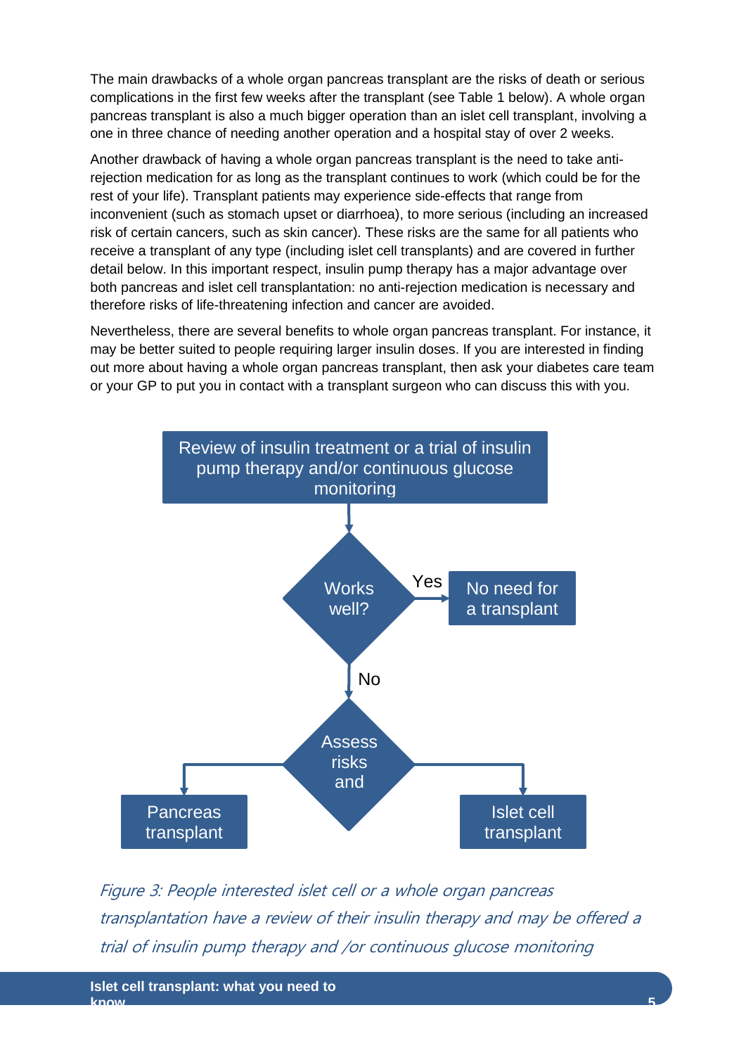The main drawbacks of a whole organ pancreas transplant are the risks of death or serious complications in the first few weeks after the transplant (see Table 1 below). A whole organ pancreas transplant is also a much bigger operation than an islet cell transplant, involving a one in three chance of needing another operation and a hospital stay of over 2 weeks.

Another drawback of having a whole organ pancreas transplant is the need to take anti-rejection medication for as long as the transplant continues to work (which could be for the rest of your life). Transplant patients may experience side-effects that range from inconvenient (such as stomach upset or diarrhoea), to more serious (including an increased risk of certain cancers, such as skin cancer). These risks are the same for all patients who receive a transplant of any type (including islet cell transplants) and are covered in further detail below. In this important respect, insulin pump therapy has a major advantage over both pancreas and islet cell transplantation: no anti-rejection medication is necessary and therefore risks of life-threatening infection and cancer are avoided.

Nevertheless, there are several benefits to whole organ pancreas transplant. For instance, it may be better suited to people requiring larger insulin doses. If you are interested in finding out more about having a whole organ pancreas transplant, then ask your diabetes care team or your GP to put you in contact with a transplant surgeon who can discuss this with you.

Review of insulin treatment or a trial of insulin pump therapy and/or continuous glucose monitoring

Works well?

- Yes → No need for a transplant
- No → Assess risks and
  - Pancreas transplant
  - Islet cell transplant

*Figure 3: People interested islet cell or a whole organ pancreas transplantation have a review of their insulin therapy and may be offered a trial of insulin pump therapy and /or continuous glucose monitoring*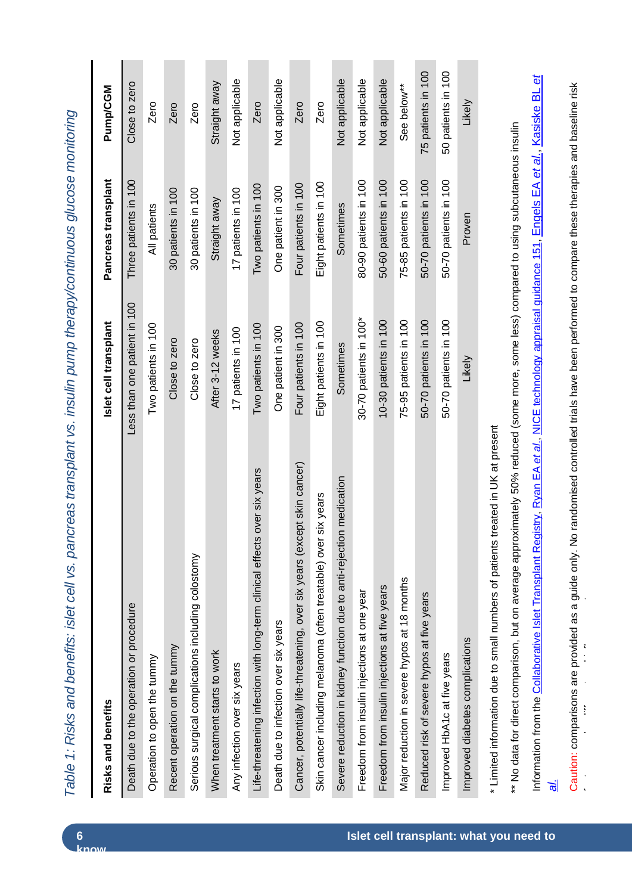*Table 1: Risks and benefits: islet cell vs. pancreas transplant vs. insulin pump therapy/continuous glucose monitoring*

| Risks and benefits | Islet cell transplant | Pancreas transplant | Pump/CGM |
|---|---|---|---|
| Death due to the operation or procedure | Less than one patient in 100 | Three patients in 100 | Close to zero |
| Operation to open the tummy | Two patients in 100 | All patients | Zero |
| Recent operation on the tummy | Close to zero | 30 patients in 100 | Zero |
| Serious surgical complications including colostomy | Close to zero | 30 patients in 100 | Zero |
| When treatment starts to work | After 3-12 weeks | Straight away | Straight away |
| Any infection over six years | 17 patients in 100 | 17 patients in 100 | Not applicable |
| Life-threatening infection with long-term clinical effects over six years | Two patients in 100 | Two patients in 100 | Zero |
| Death due to infection over six years | One patient in 300 | One patient in 300 | Not applicable |
| Cancer, potentially life-threatening, over six years (except skin cancer) | Four patients in 100 | Four patients in 100 | Zero |
| Skin cancer including melanoma (often treatable) over six years | Eight patients in 100 | Eight patients in 100 | Zero |
| Severe reduction in kidney function due to anti-rejection medication | Sometimes | Sometimes | Not applicable |
| Freedom from insulin injections at one year | 30-70 patients in 100* | 80-90 patients in 100 | Not applicable |
| Freedom from insulin injections at five years | 10-30 patients in 100 | 50-60 patients in 100 | Not applicable |
| Major reduction in severe hypos at 18 months | 75-95 patients in 100 | 75-85 patients in 100 | See below** |
| Reduced risk of severe hypos at five years | 50-70 patients in 100 | 50-70 patients in 100 | 75 patients in 100 |
| Improved HbA1c at five years | 50-70 patients in 100 | 50-70 patients in 100 | 50 patients in 100 |
| Improved diabetes complications | Likely | Proven | Likely |

\* Limited information due to small numbers of patients treated in UK at present

** No data for direct comparison, but on average approximately 50% reduced (some more, some less) compared to using subcutaneous insulin

Information from the Collaborative Islet Transplant Registry, Ryan EA *et al*., NICE technology appraisal guidance 151, Engels EA *et al*., Kasiske BL *et al*.

Caution: comparisons are provided as a guide only. No randomised controlled trials have been performed to compare these therapies and baseline risk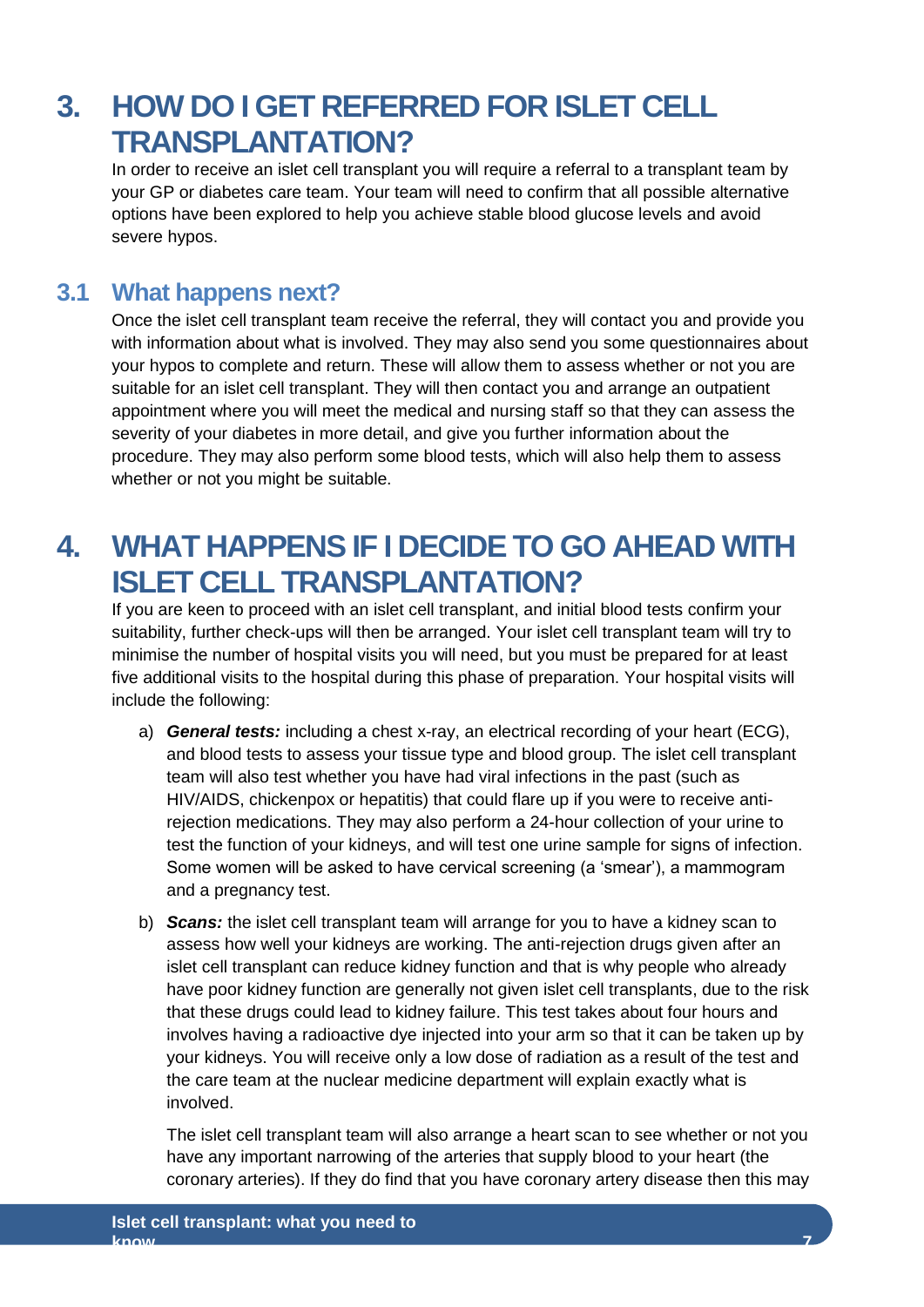# 3. HOW DO I GET REFERRED FOR ISLET CELL TRANSPLANTATION?

In order to receive an islet cell transplant you will require a referral to a transplant team by your GP or diabetes care team. Your team will need to confirm that all possible alternative options have been explored to help you achieve stable blood glucose levels and avoid severe hypos.

## 3.1 What happens next?

Once the islet cell transplant team receive the referral, they will contact you and provide you with information about what is involved. They may also send you some questionnaires about your hypos to complete and return. These will allow them to assess whether or not you are suitable for an islet cell transplant. They will then contact you and arrange an outpatient appointment where you will meet the medical and nursing staff so that they can assess the severity of your diabetes in more detail, and give you further information about the procedure. They may also perform some blood tests, which will also help them to assess whether or not you might be suitable.

# 4. WHAT HAPPENS IF I DECIDE TO GO AHEAD WITH ISLET CELL TRANSPLANTATION?

If you are keen to proceed with an islet cell transplant, and initial blood tests confirm your suitability, further check-ups will then be arranged. Your islet cell transplant team will try to minimise the number of hospital visits you will need, but you must be prepared for at least five additional visits to the hospital during this phase of preparation. Your hospital visits will include the following:

a) ***General tests:*** including a chest x-ray, an electrical recording of your heart (ECG), and blood tests to assess your tissue type and blood group. The islet cell transplant team will also test whether you have had viral infections in the past (such as HIV/AIDS, chickenpox or hepatitis) that could flare up if you were to receive anti-rejection medications. They may also perform a 24-hour collection of your urine to test the function of your kidneys, and will test one urine sample for signs of infection. Some women will be asked to have cervical screening (a 'smear'), a mammogram and a pregnancy test.

b) ***Scans:*** the islet cell transplant team will arrange for you to have a kidney scan to assess how well your kidneys are working. The anti-rejection drugs given after an islet cell transplant can reduce kidney function and that is why people who already have poor kidney function are generally not given islet cell transplants, due to the risk that these drugs could lead to kidney failure. This test takes about four hours and involves having a radioactive dye injected into your arm so that it can be taken up by your kidneys. You will receive only a low dose of radiation as a result of the test and the care team at the nuclear medicine department will explain exactly what is involved.

   The islet cell transplant team will also arrange a heart scan to see whether or not you have any important narrowing of the arteries that supply blood to your heart (the coronary arteries). If they do find that you have coronary artery disease then this may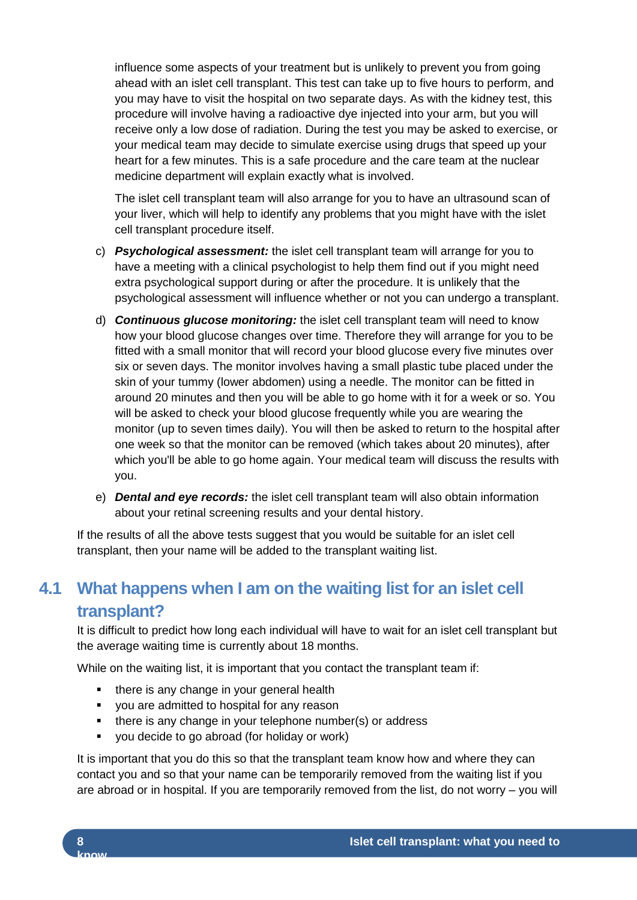influence some aspects of your treatment but is unlikely to prevent you from going ahead with an islet cell transplant. This test can take up to five hours to perform, and you may have to visit the hospital on two separate days. As with the kidney test, this procedure will involve having a radioactive dye injected into your arm, but you will receive only a low dose of radiation. During the test you may be asked to exercise, or your medical team may decide to simulate exercise using drugs that speed up your heart for a few minutes. This is a safe procedure and the care team at the nuclear medicine department will explain exactly what is involved.

The islet cell transplant team will also arrange for you to have an ultrasound scan of your liver, which will help to identify any problems that you might have with the islet cell transplant procedure itself.

c) ***Psychological assessment:*** the islet cell transplant team will arrange for you to have a meeting with a clinical psychologist to help them find out if you might need extra psychological support during or after the procedure. It is unlikely that the psychological assessment will influence whether or not you can undergo a transplant.

d) ***Continuous glucose monitoring:*** the islet cell transplant team will need to know how your blood glucose changes over time. Therefore they will arrange for you to be fitted with a small monitor that will record your blood glucose every five minutes over six or seven days. The monitor involves having a small plastic tube placed under the skin of your tummy (lower abdomen) using a needle. The monitor can be fitted in around 20 minutes and then you will be able to go home with it for a week or so. You will be asked to check your blood glucose frequently while you are wearing the monitor (up to seven times daily). You will then be asked to return to the hospital after one week so that the monitor can be removed (which takes about 20 minutes), after which you'll be able to go home again. Your medical team will discuss the results with you.

e) ***Dental and eye records:*** the islet cell transplant team will also obtain information about your retinal screening results and your dental history.

If the results of all the above tests suggest that you would be suitable for an islet cell transplant, then your name will be added to the transplant waiting list.

## 4.1 What happens when I am on the waiting list for an islet cell transplant?

It is difficult to predict how long each individual will have to wait for an islet cell transplant but the average waiting time is currently about 18 months.

While on the waiting list, it is important that you contact the transplant team if:

- there is any change in your general health
- you are admitted to hospital for any reason
- there is any change in your telephone number(s) or address
- you decide to go abroad (for holiday or work)

It is important that you do this so that the transplant team know how and where they can contact you and so that your name can be temporarily removed from the waiting list if you are abroad or in hospital. If you are temporarily removed from the list, do not worry – you will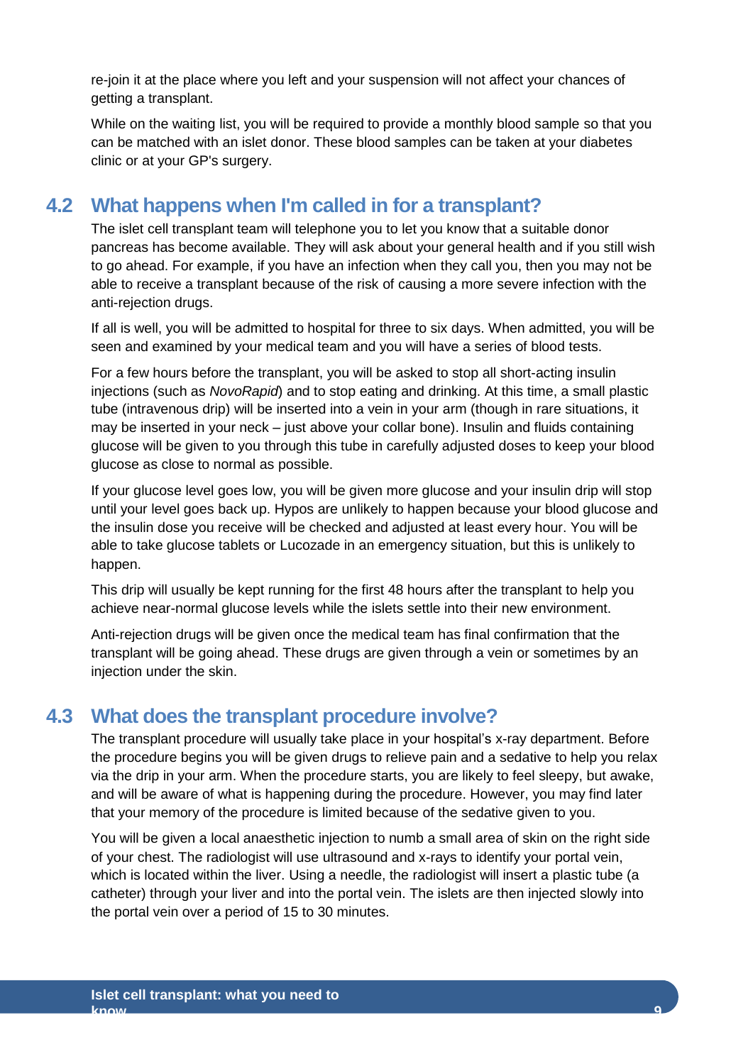re-join it at the place where you left and your suspension will not affect your chances of getting a transplant.

While on the waiting list, you will be required to provide a monthly blood sample so that you can be matched with an islet donor. These blood samples can be taken at your diabetes clinic or at your GP's surgery.

## 4.2 What happens when I'm called in for a transplant?

The islet cell transplant team will telephone you to let you know that a suitable donor pancreas has become available. They will ask about your general health and if you still wish to go ahead. For example, if you have an infection when they call you, then you may not be able to receive a transplant because of the risk of causing a more severe infection with the anti-rejection drugs.

If all is well, you will be admitted to hospital for three to six days. When admitted, you will be seen and examined by your medical team and you will have a series of blood tests.

For a few hours before the transplant, you will be asked to stop all short-acting insulin injections (such as *NovoRapid*) and to stop eating and drinking. At this time, a small plastic tube (intravenous drip) will be inserted into a vein in your arm (though in rare situations, it may be inserted in your neck – just above your collar bone). Insulin and fluids containing glucose will be given to you through this tube in carefully adjusted doses to keep your blood glucose as close to normal as possible.

If your glucose level goes low, you will be given more glucose and your insulin drip will stop until your level goes back up. Hypos are unlikely to happen because your blood glucose and the insulin dose you receive will be checked and adjusted at least every hour. You will be able to take glucose tablets or Lucozade in an emergency situation, but this is unlikely to happen.

This drip will usually be kept running for the first 48 hours after the transplant to help you achieve near-normal glucose levels while the islets settle into their new environment.

Anti-rejection drugs will be given once the medical team has final confirmation that the transplant will be going ahead. These drugs are given through a vein or sometimes by an injection under the skin.

## 4.3 What does the transplant procedure involve?

The transplant procedure will usually take place in your hospital's x-ray department. Before the procedure begins you will be given drugs to relieve pain and a sedative to help you relax via the drip in your arm. When the procedure starts, you are likely to feel sleepy, but awake, and will be aware of what is happening during the procedure. However, you may find later that your memory of the procedure is limited because of the sedative given to you.

You will be given a local anaesthetic injection to numb a small area of skin on the right side of your chest. The radiologist will use ultrasound and x-rays to identify your portal vein, which is located within the liver. Using a needle, the radiologist will insert a plastic tube (a catheter) through your liver and into the portal vein. The islets are then injected slowly into the portal vein over a period of 15 to 30 minutes.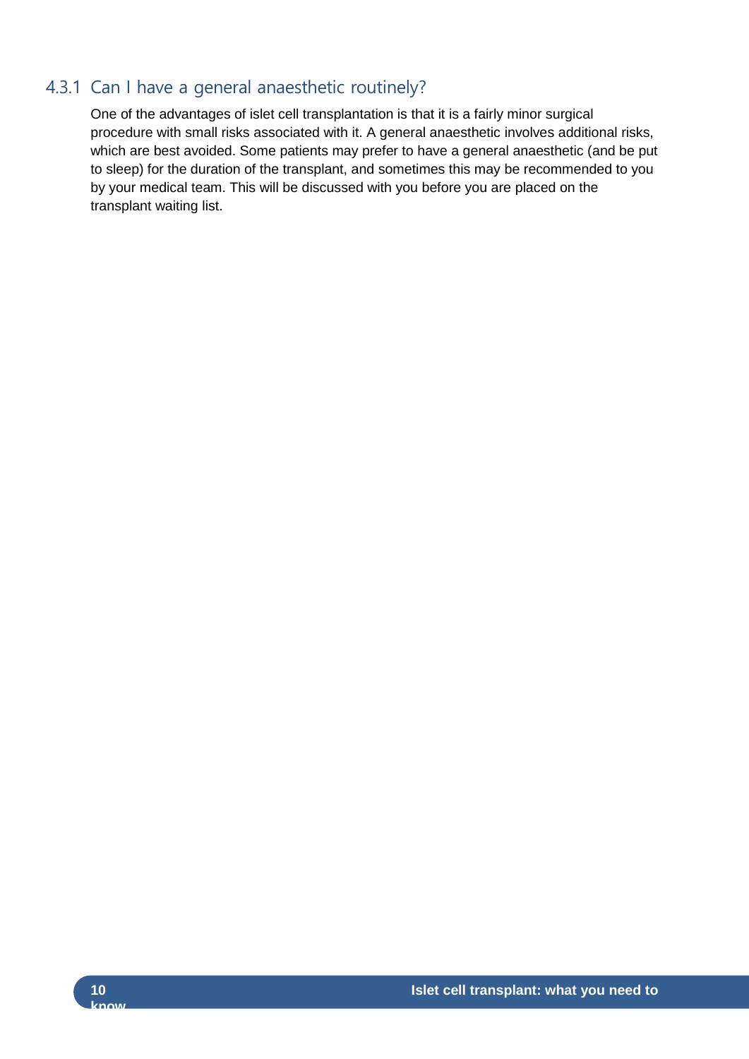### 4.3.1 Can I have a general anaesthetic routinely?

One of the advantages of islet cell transplantation is that it is a fairly minor surgical procedure with small risks associated with it. A general anaesthetic involves additional risks, which are best avoided. Some patients may prefer to have a general anaesthetic (and be put to sleep) for the duration of the transplant, and sometimes this may be recommended to you by your medical team. This will be discussed with you before you are placed on the transplant waiting list.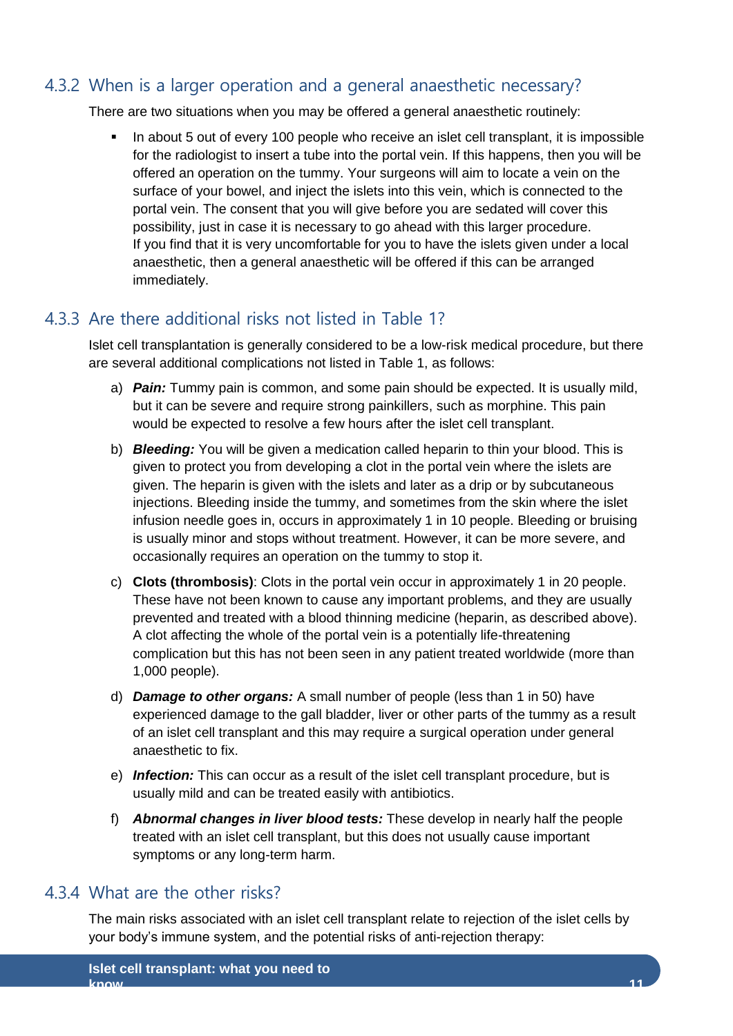### 4.3.2 When is a larger operation and a general anaesthetic necessary?

There are two situations when you may be offered a general anaesthetic routinely:

- In about 5 out of every 100 people who receive an islet cell transplant, it is impossible for the radiologist to insert a tube into the portal vein. If this happens, then you will be offered an operation on the tummy. Your surgeons will aim to locate a vein on the surface of your bowel, and inject the islets into this vein, which is connected to the portal vein. The consent that you will give before you are sedated will cover this possibility, just in case it is necessary to go ahead with this larger procedure.
  If you find that it is very uncomfortable for you to have the islets given under a local anaesthetic, then a general anaesthetic will be offered if this can be arranged immediately.

### 4.3.3 Are there additional risks not listed in Table 1?

Islet cell transplantation is generally considered to be a low-risk medical procedure, but there are several additional complications not listed in Table 1, as follows:

a) ***Pain:*** Tummy pain is common, and some pain should be expected. It is usually mild, but it can be severe and require strong painkillers, such as morphine. This pain would be expected to resolve a few hours after the islet cell transplant.

b) ***Bleeding:*** You will be given a medication called heparin to thin your blood. This is given to protect you from developing a clot in the portal vein where the islets are given. The heparin is given with the islets and later as a drip or by subcutaneous injections. Bleeding inside the tummy, and sometimes from the skin where the islet infusion needle goes in, occurs in approximately 1 in 10 people. Bleeding or bruising is usually minor and stops without treatment. However, it can be more severe, and occasionally requires an operation on the tummy to stop it.

c) **Clots (thrombosis)**: Clots in the portal vein occur in approximately 1 in 20 people. These have not been known to cause any important problems, and they are usually prevented and treated with a blood thinning medicine (heparin, as described above). A clot affecting the whole of the portal vein is a potentially life-threatening complication but this has not been seen in any patient treated worldwide (more than 1,000 people).

d) ***Damage to other organs:*** A small number of people (less than 1 in 50) have experienced damage to the gall bladder, liver or other parts of the tummy as a result of an islet cell transplant and this may require a surgical operation under general anaesthetic to fix.

e) ***Infection:*** This can occur as a result of the islet cell transplant procedure, but is usually mild and can be treated easily with antibiotics.

f) ***Abnormal changes in liver blood tests:*** These develop in nearly half the people treated with an islet cell transplant, but this does not usually cause important symptoms or any long-term harm.

### 4.3.4 What are the other risks?

The main risks associated with an islet cell transplant relate to rejection of the islet cells by your body's immune system, and the potential risks of anti-rejection therapy: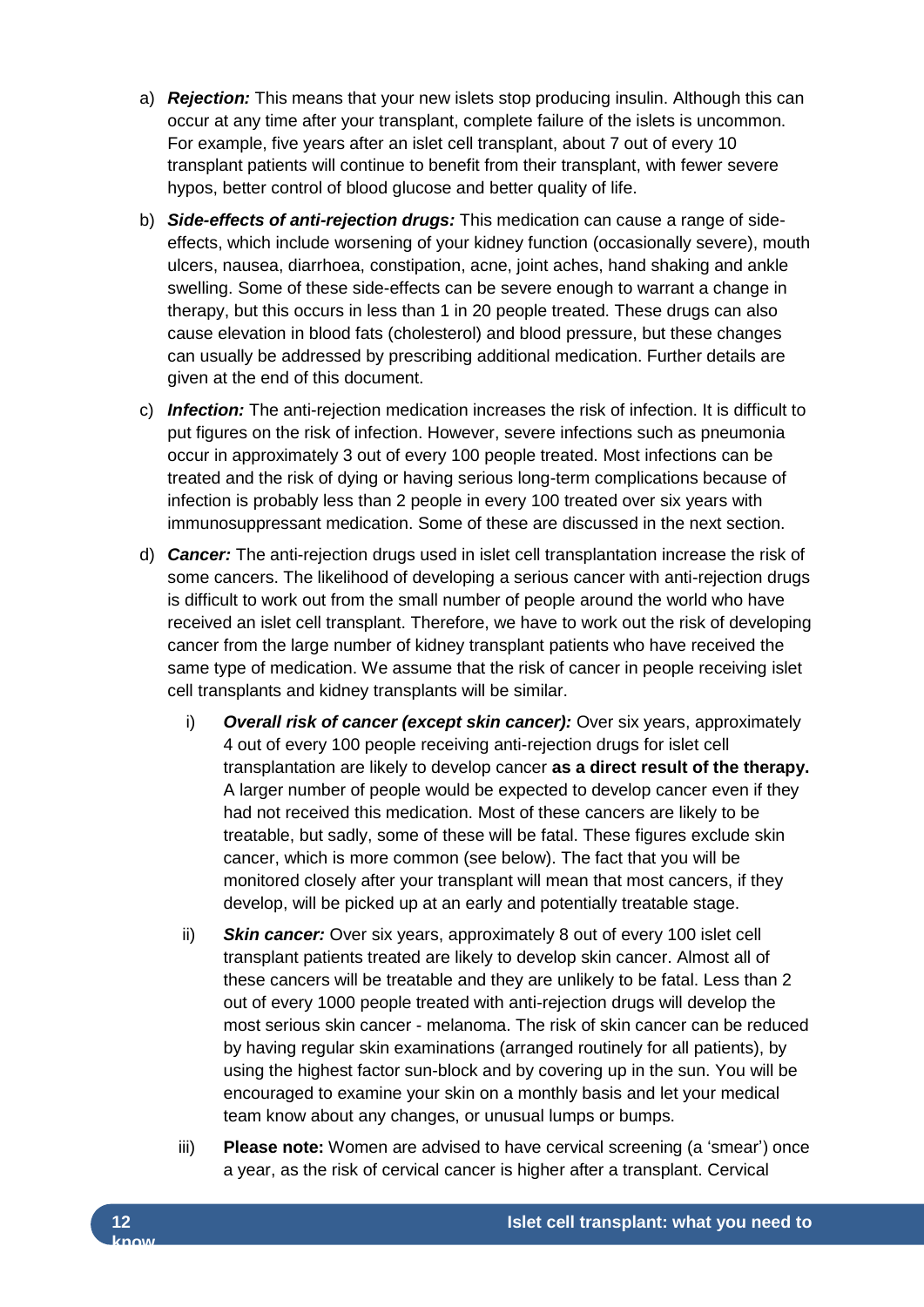a) ***Rejection:*** This means that your new islets stop producing insulin. Although this can occur at any time after your transplant, complete failure of the islets is uncommon. For example, five years after an islet cell transplant, about 7 out of every 10 transplant patients will continue to benefit from their transplant, with fewer severe hypos, better control of blood glucose and better quality of life.

b) ***Side-effects of anti-rejection drugs:*** This medication can cause a range of side-effects, which include worsening of your kidney function (occasionally severe), mouth ulcers, nausea, diarrhoea, constipation, acne, joint aches, hand shaking and ankle swelling. Some of these side-effects can be severe enough to warrant a change in therapy, but this occurs in less than 1 in 20 people treated. These drugs can also cause elevation in blood fats (cholesterol) and blood pressure, but these changes can usually be addressed by prescribing additional medication. Further details are given at the end of this document.

c) ***Infection:*** The anti-rejection medication increases the risk of infection. It is difficult to put figures on the risk of infection. However, severe infections such as pneumonia occur in approximately 3 out of every 100 people treated. Most infections can be treated and the risk of dying or having serious long-term complications because of infection is probably less than 2 people in every 100 treated over six years with immunosuppressant medication. Some of these are discussed in the next section.

d) ***Cancer:*** The anti-rejection drugs used in islet cell transplantation increase the risk of some cancers. The likelihood of developing a serious cancer with anti-rejection drugs is difficult to work out from the small number of people around the world who have received an islet cell transplant. Therefore, we have to work out the risk of developing cancer from the large number of kidney transplant patients who have received the same type of medication. We assume that the risk of cancer in people receiving islet cell transplants and kidney transplants will be similar.

   i) ***Overall risk of cancer (except skin cancer):*** Over six years, approximately 4 out of every 100 people receiving anti-rejection drugs for islet cell transplantation are likely to develop cancer **as a direct result of the therapy.** A larger number of people would be expected to develop cancer even if they had not received this medication. Most of these cancers are likely to be treatable, but sadly, some of these will be fatal. These figures exclude skin cancer, which is more common (see below). The fact that you will be monitored closely after your transplant will mean that most cancers, if they develop, will be picked up at an early and potentially treatable stage.

   ii) ***Skin cancer:*** Over six years, approximately 8 out of every 100 islet cell transplant patients treated are likely to develop skin cancer. Almost all of these cancers will be treatable and they are unlikely to be fatal. Less than 2 out of every 1000 people treated with anti-rejection drugs will develop the most serious skin cancer - melanoma. The risk of skin cancer can be reduced by having regular skin examinations (arranged routinely for all patients), by using the highest factor sun-block and by covering up in the sun. You will be encouraged to examine your skin on a monthly basis and let your medical team know about any changes, or unusual lumps or bumps.

   iii) **Please note:** Women are advised to have cervical screening (a 'smear') once a year, as the risk of cervical cancer is higher after a transplant. Cervical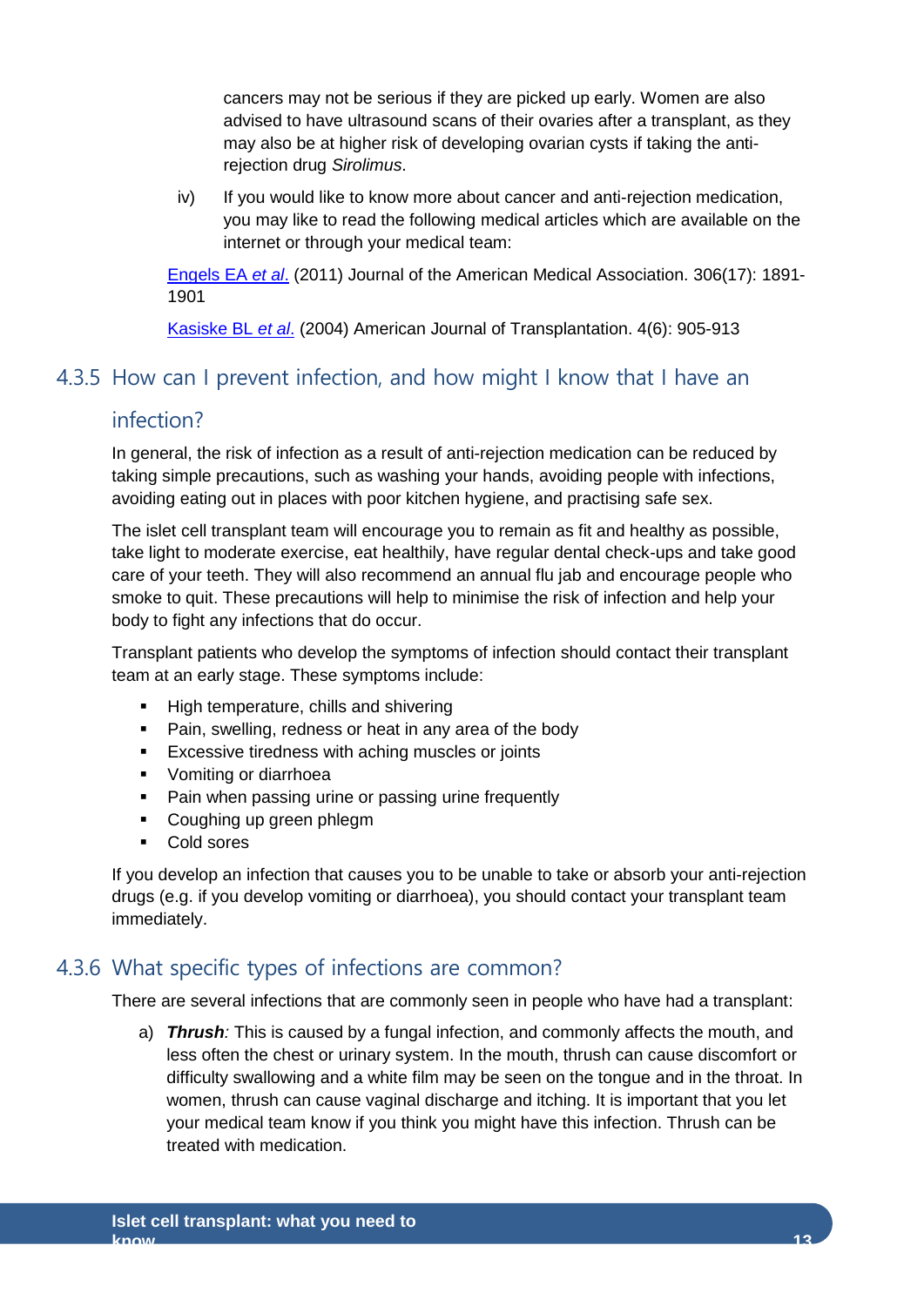cancers may not be serious if they are picked up early. Women are also advised to have ultrasound scans of their ovaries after a transplant, as they may also be at higher risk of developing ovarian cysts if taking the anti-rejection drug *Sirolimus*.

iv) If you would like to know more about cancer and anti-rejection medication, you may like to read the following medical articles which are available on the internet or through your medical team:

Engels EA *et al*. (2011) Journal of the American Medical Association. 306(17): 1891-1901

Kasiske BL *et al*. (2004) American Journal of Transplantation. 4(6): 905-913

### 4.3.5 How can I prevent infection, and how might I know that I have an infection?

In general, the risk of infection as a result of anti-rejection medication can be reduced by taking simple precautions, such as washing your hands, avoiding people with infections, avoiding eating out in places with poor kitchen hygiene, and practising safe sex.

The islet cell transplant team will encourage you to remain as fit and healthy as possible, take light to moderate exercise, eat healthily, have regular dental check-ups and take good care of your teeth. They will also recommend an annual flu jab and encourage people who smoke to quit. These precautions will help to minimise the risk of infection and help your body to fight any infections that do occur.

Transplant patients who develop the symptoms of infection should contact their transplant team at an early stage. These symptoms include:

- High temperature, chills and shivering
- Pain, swelling, redness or heat in any area of the body
- Excessive tiredness with aching muscles or joints
- Vomiting or diarrhoea
- Pain when passing urine or passing urine frequently
- Coughing up green phlegm
- Cold sores

If you develop an infection that causes you to be unable to take or absorb your anti-rejection drugs (e.g. if you develop vomiting or diarrhoea), you should contact your transplant team immediately.

### 4.3.6 What specific types of infections are common?

There are several infections that are commonly seen in people who have had a transplant:

a) ***Thrush****:* This is caused by a fungal infection, and commonly affects the mouth, and less often the chest or urinary system. In the mouth, thrush can cause discomfort or difficulty swallowing and a white film may be seen on the tongue and in the throat. In women, thrush can cause vaginal discharge and itching. It is important that you let your medical team know if you think you might have this infection. Thrush can be treated with medication.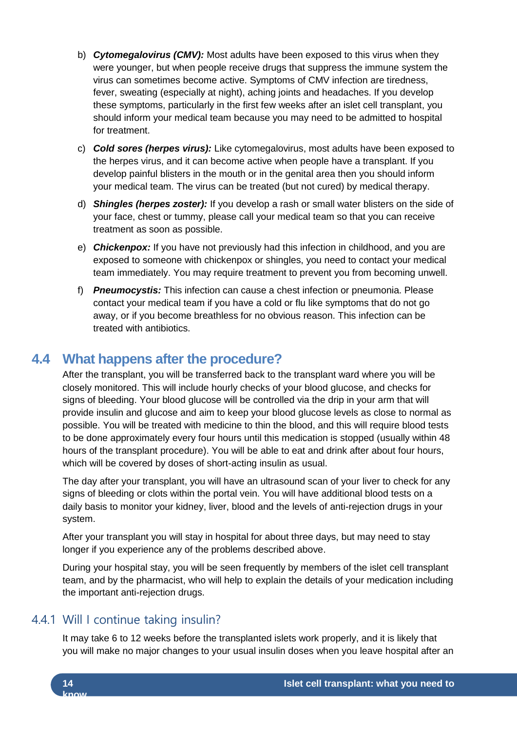b) ***Cytomegalovirus (CMV):*** Most adults have been exposed to this virus when they were younger, but when people receive drugs that suppress the immune system the virus can sometimes become active. Symptoms of CMV infection are tiredness, fever, sweating (especially at night), aching joints and headaches. If you develop these symptoms, particularly in the first few weeks after an islet cell transplant, you should inform your medical team because you may need to be admitted to hospital for treatment.

c) ***Cold sores (herpes virus):*** Like cytomegalovirus, most adults have been exposed to the herpes virus, and it can become active when people have a transplant. If you develop painful blisters in the mouth or in the genital area then you should inform your medical team. The virus can be treated (but not cured) by medical therapy.

d) ***Shingles (herpes zoster):*** If you develop a rash or small water blisters on the side of your face, chest or tummy, please call your medical team so that you can receive treatment as soon as possible.

e) ***Chickenpox:*** If you have not previously had this infection in childhood, and you are exposed to someone with chickenpox or shingles, you need to contact your medical team immediately. You may require treatment to prevent you from becoming unwell.

f) ***Pneumocystis:*** This infection can cause a chest infection or pneumonia. Please contact your medical team if you have a cold or flu like symptoms that do not go away, or if you become breathless for no obvious reason. This infection can be treated with antibiotics.

## 4.4 What happens after the procedure?

After the transplant, you will be transferred back to the transplant ward where you will be closely monitored. This will include hourly checks of your blood glucose, and checks for signs of bleeding. Your blood glucose will be controlled via the drip in your arm that will provide insulin and glucose and aim to keep your blood glucose levels as close to normal as possible. You will be treated with medicine to thin the blood, and this will require blood tests to be done approximately every four hours until this medication is stopped (usually within 48 hours of the transplant procedure). You will be able to eat and drink after about four hours, which will be covered by doses of short-acting insulin as usual.

The day after your transplant, you will have an ultrasound scan of your liver to check for any signs of bleeding or clots within the portal vein. You will have additional blood tests on a daily basis to monitor your kidney, liver, blood and the levels of anti-rejection drugs in your system.

After your transplant you will stay in hospital for about three days, but may need to stay longer if you experience any of the problems described above.

During your hospital stay, you will be seen frequently by members of the islet cell transplant team, and by the pharmacist, who will help to explain the details of your medication including the important anti-rejection drugs.

### 4.4.1 Will I continue taking insulin?

It may take 6 to 12 weeks before the transplanted islets work properly, and it is likely that you will make no major changes to your usual insulin doses when you leave hospital after an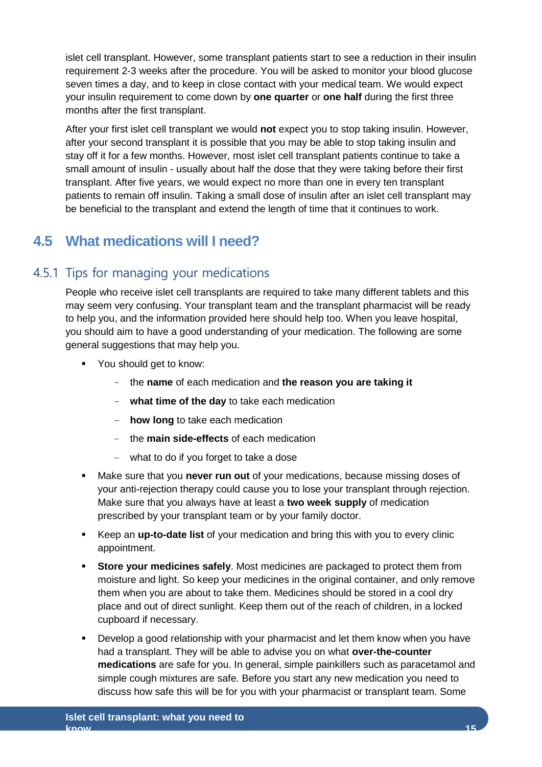islet cell transplant. However, some transplant patients start to see a reduction in their insulin requirement 2-3 weeks after the procedure. You will be asked to monitor your blood glucose seven times a day, and to keep in close contact with your medical team. We would expect your insulin requirement to come down by **one quarter** or **one half** during the first three months after the first transplant.

After your first islet cell transplant we would **not** expect you to stop taking insulin. However, after your second transplant it is possible that you may be able to stop taking insulin and stay off it for a few months. However, most islet cell transplant patients continue to take a small amount of insulin - usually about half the dose that they were taking before their first transplant. After five years, we would expect no more than one in every ten transplant patients to remain off insulin. Taking a small dose of insulin after an islet cell transplant may be beneficial to the transplant and extend the length of time that it continues to work.

## 4.5 What medications will I need?

### 4.5.1 Tips for managing your medications

People who receive islet cell transplants are required to take many different tablets and this may seem very confusing. Your transplant team and the transplant pharmacist will be ready to help you, and the information provided here should help too. When you leave hospital, you should aim to have a good understanding of your medication. The following are some general suggestions that may help you.

- You should get to know:
  - the **name** of each medication and **the reason you are taking it**
  - **what time of the day** to take each medication
  - **how long** to take each medication
  - the **main side-effects** of each medication
  - what to do if you forget to take a dose
- Make sure that you **never run out** of your medications, because missing doses of your anti-rejection therapy could cause you to lose your transplant through rejection. Make sure that you always have at least a **two week supply** of medication prescribed by your transplant team or by your family doctor.
- Keep an **up-to-date list** of your medication and bring this with you to every clinic appointment.
- **Store your medicines safely**. Most medicines are packaged to protect them from moisture and light. So keep your medicines in the original container, and only remove them when you are about to take them. Medicines should be stored in a cool dry place and out of direct sunlight. Keep them out of the reach of children, in a locked cupboard if necessary.
- Develop a good relationship with your pharmacist and let them know when you have had a transplant. They will be able to advise you on what **over-the-counter medications** are safe for you. In general, simple painkillers such as paracetamol and simple cough mixtures are safe. Before you start any new medication you need to discuss how safe this will be for you with your pharmacist or transplant team. Some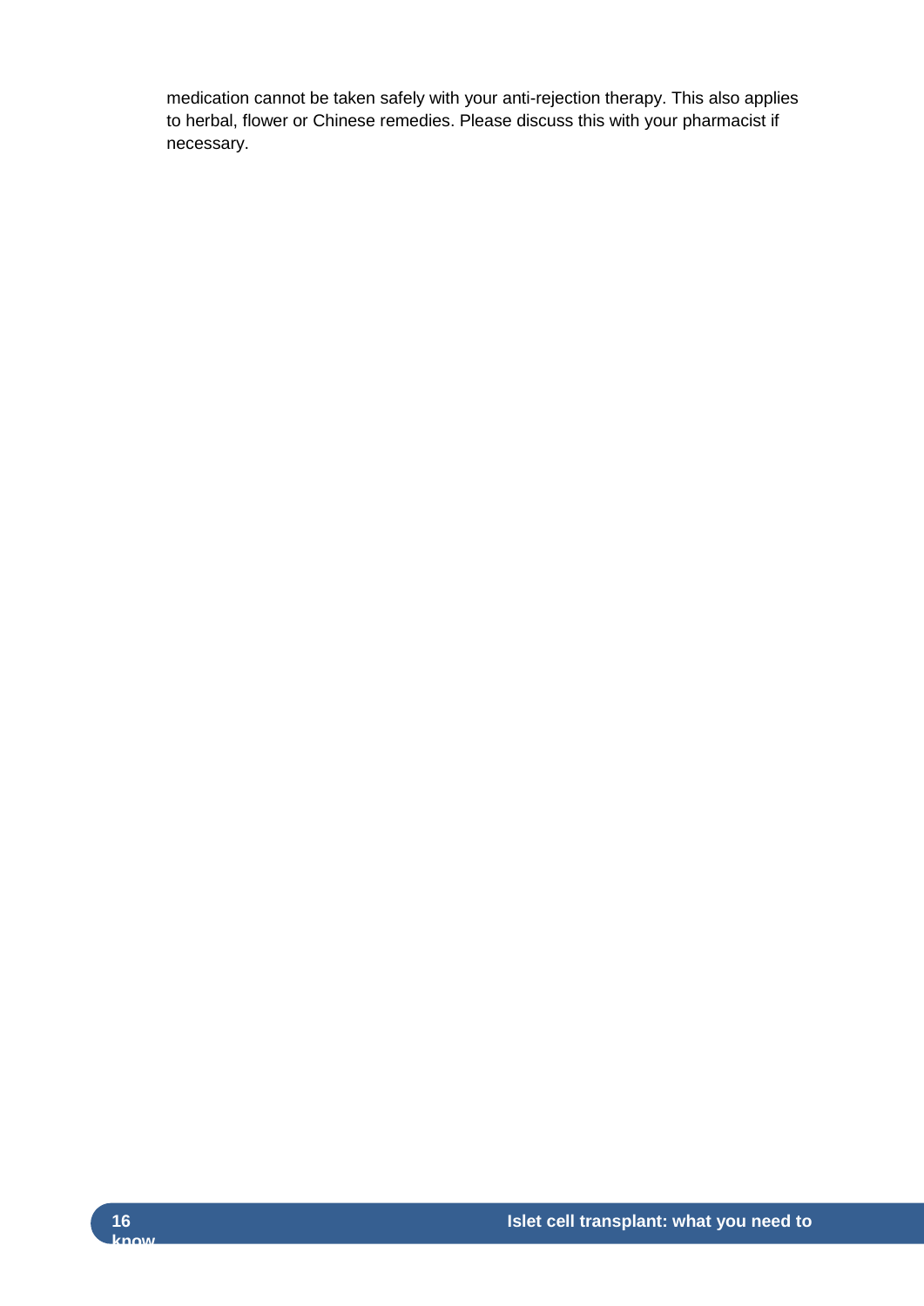medication cannot be taken safely with your anti-rejection therapy. This also applies to herbal, flower or Chinese remedies. Please discuss this with your pharmacist if necessary.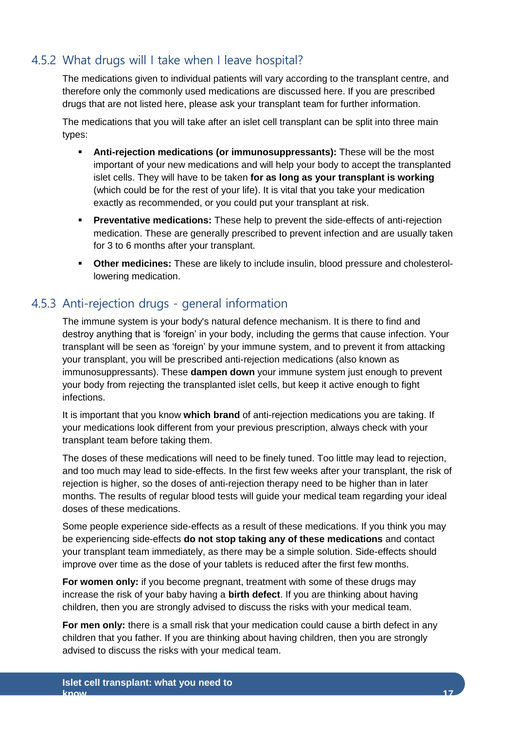### 4.5.2 What drugs will I take when I leave hospital?

The medications given to individual patients will vary according to the transplant centre, and therefore only the commonly used medications are discussed here. If you are prescribed drugs that are not listed here, please ask your transplant team for further information.

The medications that you will take after an islet cell transplant can be split into three main types:

- **Anti-rejection medications (or immunosuppressants):** These will be the most important of your new medications and will help your body to accept the transplanted islet cells. They will have to be taken **for as long as your transplant is working** (which could be for the rest of your life). It is vital that you take your medication exactly as recommended, or you could put your transplant at risk.
- **Preventative medications:** These help to prevent the side-effects of anti-rejection medication. These are generally prescribed to prevent infection and are usually taken for 3 to 6 months after your transplant.
- **Other medicines:** These are likely to include insulin, blood pressure and cholesterol-lowering medication.

### 4.5.3 Anti-rejection drugs - general information

The immune system is your body's natural defence mechanism. It is there to find and destroy anything that is 'foreign' in your body, including the germs that cause infection. Your transplant will be seen as 'foreign' by your immune system, and to prevent it from attacking your transplant, you will be prescribed anti-rejection medications (also known as immunosuppressants). These **dampen down** your immune system just enough to prevent your body from rejecting the transplanted islet cells, but keep it active enough to fight infections.

It is important that you know **which brand** of anti-rejection medications you are taking. If your medications look different from your previous prescription, always check with your transplant team before taking them.

The doses of these medications will need to be finely tuned. Too little may lead to rejection, and too much may lead to side-effects. In the first few weeks after your transplant, the risk of rejection is higher, so the doses of anti-rejection therapy need to be higher than in later months. The results of regular blood tests will guide your medical team regarding your ideal doses of these medications.

Some people experience side-effects as a result of these medications. If you think you may be experiencing side-effects **do not stop taking any of these medications** and contact your transplant team immediately, as there may be a simple solution. Side-effects should improve over time as the dose of your tablets is reduced after the first few months.

**For women only:** if you become pregnant, treatment with some of these drugs may increase the risk of your baby having a **birth defect**. If you are thinking about having children, then you are strongly advised to discuss the risks with your medical team.

**For men only:** there is a small risk that your medication could cause a birth defect in any children that you father. If you are thinking about having children, then you are strongly advised to discuss the risks with your medical team.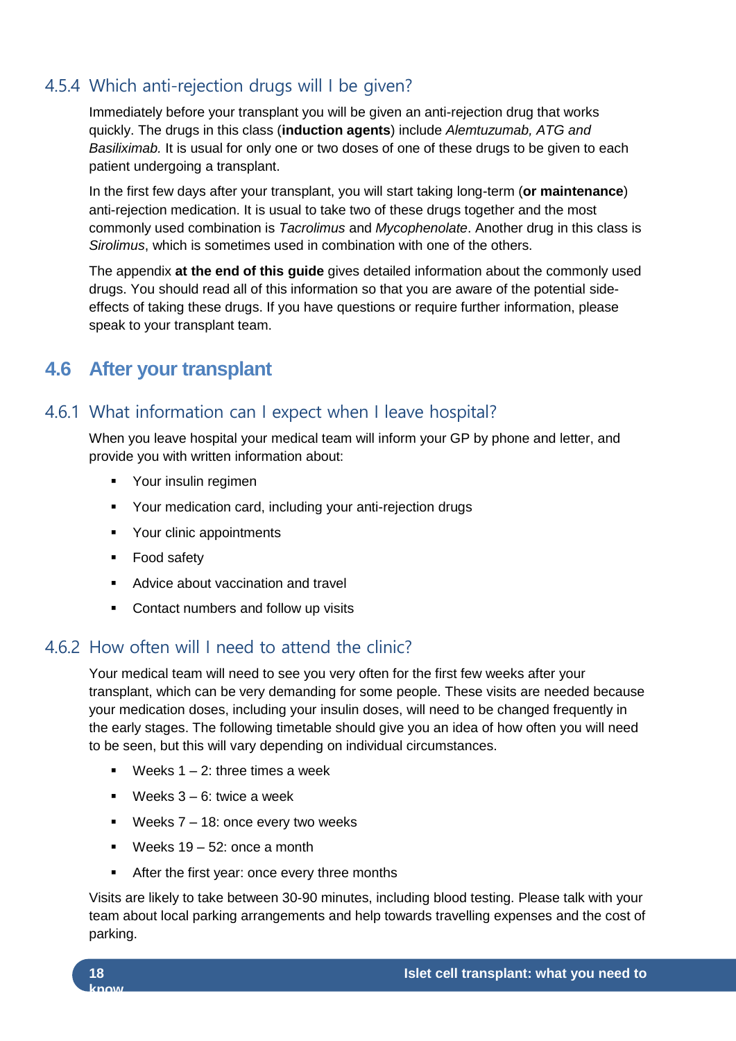### 4.5.4 Which anti-rejection drugs will I be given?

Immediately before your transplant you will be given an anti-rejection drug that works quickly. The drugs in this class (**induction agents**) include *Alemtuzumab, ATG and Basiliximab.* It is usual for only one or two doses of one of these drugs to be given to each patient undergoing a transplant.

In the first few days after your transplant, you will start taking long-term (**or maintenance**) anti-rejection medication. It is usual to take two of these drugs together and the most commonly used combination is *Tacrolimus* and *Mycophenolate*. Another drug in this class is *Sirolimus*, which is sometimes used in combination with one of the others.

The appendix **at the end of this guide** gives detailed information about the commonly used drugs. You should read all of this information so that you are aware of the potential side-effects of taking these drugs. If you have questions or require further information, please speak to your transplant team.

## 4.6 After your transplant

### 4.6.1 What information can I expect when I leave hospital?

When you leave hospital your medical team will inform your GP by phone and letter, and provide you with written information about:

- Your insulin regimen
- Your medication card, including your anti-rejection drugs
- Your clinic appointments
- Food safety
- Advice about vaccination and travel
- Contact numbers and follow up visits

### 4.6.2 How often will I need to attend the clinic?

Your medical team will need to see you very often for the first few weeks after your transplant, which can be very demanding for some people. These visits are needed because your medication doses, including your insulin doses, will need to be changed frequently in the early stages. The following timetable should give you an idea of how often you will need to be seen, but this will vary depending on individual circumstances.

- Weeks 1 – 2: three times a week
- Weeks 3 – 6: twice a week
- Weeks 7 – 18: once every two weeks
- Weeks 19 – 52: once a month
- After the first year: once every three months

Visits are likely to take between 30-90 minutes, including blood testing. Please talk with your team about local parking arrangements and help towards travelling expenses and the cost of parking.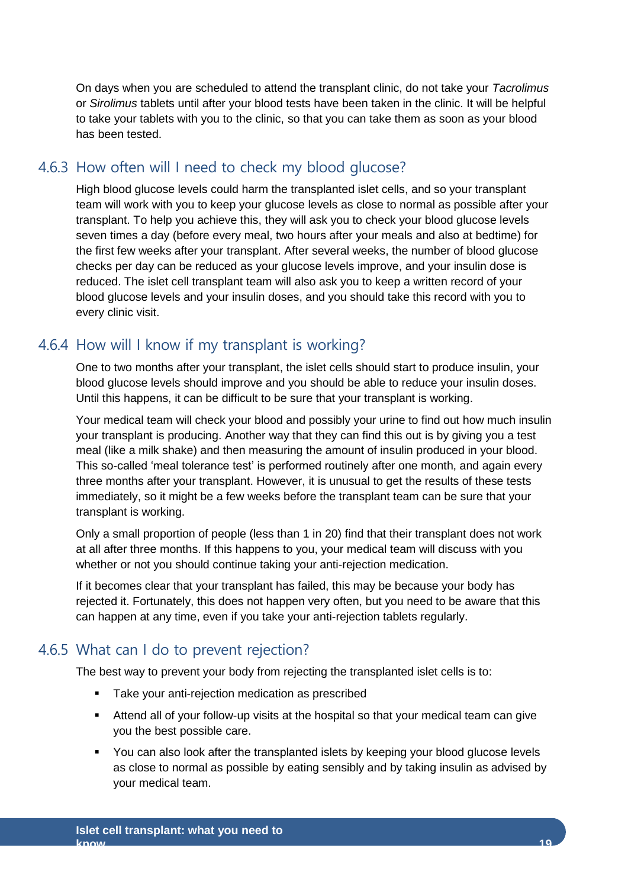On days when you are scheduled to attend the transplant clinic, do not take your *Tacrolimus* or *Sirolimus* tablets until after your blood tests have been taken in the clinic. It will be helpful to take your tablets with you to the clinic, so that you can take them as soon as your blood has been tested.

### 4.6.3 How often will I need to check my blood glucose?

High blood glucose levels could harm the transplanted islet cells, and so your transplant team will work with you to keep your glucose levels as close to normal as possible after your transplant. To help you achieve this, they will ask you to check your blood glucose levels seven times a day (before every meal, two hours after your meals and also at bedtime) for the first few weeks after your transplant. After several weeks, the number of blood glucose checks per day can be reduced as your glucose levels improve, and your insulin dose is reduced. The islet cell transplant team will also ask you to keep a written record of your blood glucose levels and your insulin doses, and you should take this record with you to every clinic visit.

### 4.6.4 How will I know if my transplant is working?

One to two months after your transplant, the islet cells should start to produce insulin, your blood glucose levels should improve and you should be able to reduce your insulin doses. Until this happens, it can be difficult to be sure that your transplant is working.

Your medical team will check your blood and possibly your urine to find out how much insulin your transplant is producing. Another way that they can find this out is by giving you a test meal (like a milk shake) and then measuring the amount of insulin produced in your blood. This so-called 'meal tolerance test' is performed routinely after one month, and again every three months after your transplant. However, it is unusual to get the results of these tests immediately, so it might be a few weeks before the transplant team can be sure that your transplant is working.

Only a small proportion of people (less than 1 in 20) find that their transplant does not work at all after three months. If this happens to you, your medical team will discuss with you whether or not you should continue taking your anti-rejection medication.

If it becomes clear that your transplant has failed, this may be because your body has rejected it. Fortunately, this does not happen very often, but you need to be aware that this can happen at any time, even if you take your anti-rejection tablets regularly.

### 4.6.5 What can I do to prevent rejection?

The best way to prevent your body from rejecting the transplanted islet cells is to:

- Take your anti-rejection medication as prescribed
- Attend all of your follow-up visits at the hospital so that your medical team can give you the best possible care.
- You can also look after the transplanted islets by keeping your blood glucose levels as close to normal as possible by eating sensibly and by taking insulin as advised by your medical team.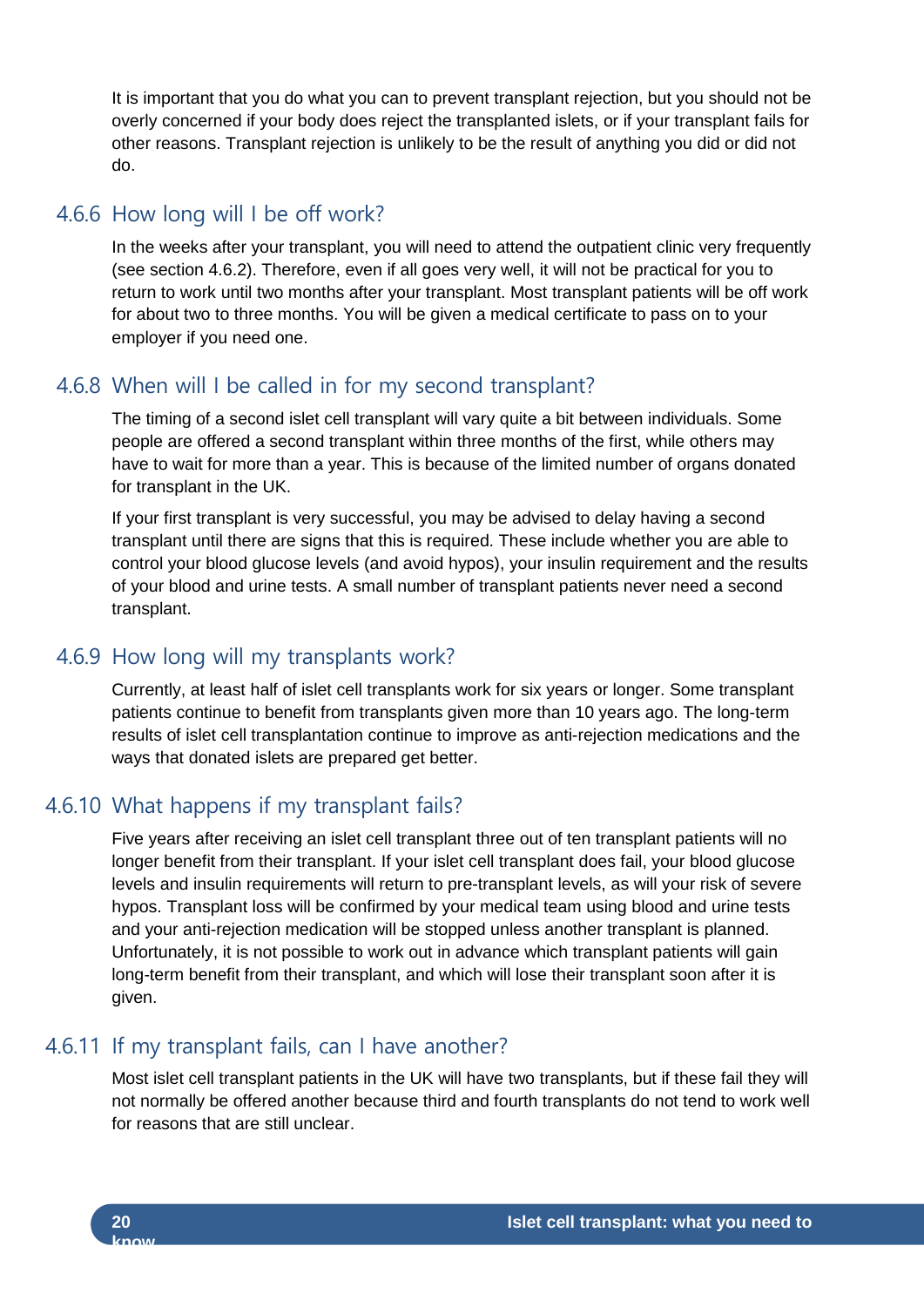It is important that you do what you can to prevent transplant rejection, but you should not be overly concerned if your body does reject the transplanted islets, or if your transplant fails for other reasons. Transplant rejection is unlikely to be the result of anything you did or did not do.

### 4.6.6 How long will I be off work?

In the weeks after your transplant, you will need to attend the outpatient clinic very frequently (see section 4.6.2). Therefore, even if all goes very well, it will not be practical for you to return to work until two months after your transplant. Most transplant patients will be off work for about two to three months. You will be given a medical certificate to pass on to your employer if you need one.

### 4.6.8 When will I be called in for my second transplant?

The timing of a second islet cell transplant will vary quite a bit between individuals. Some people are offered a second transplant within three months of the first, while others may have to wait for more than a year. This is because of the limited number of organs donated for transplant in the UK.

If your first transplant is very successful, you may be advised to delay having a second transplant until there are signs that this is required. These include whether you are able to control your blood glucose levels (and avoid hypos), your insulin requirement and the results of your blood and urine tests. A small number of transplant patients never need a second transplant.

### 4.6.9 How long will my transplants work?

Currently, at least half of islet cell transplants work for six years or longer. Some transplant patients continue to benefit from transplants given more than 10 years ago. The long-term results of islet cell transplantation continue to improve as anti-rejection medications and the ways that donated islets are prepared get better.

### 4.6.10 What happens if my transplant fails?

Five years after receiving an islet cell transplant three out of ten transplant patients will no longer benefit from their transplant. If your islet cell transplant does fail, your blood glucose levels and insulin requirements will return to pre-transplant levels, as will your risk of severe hypos. Transplant loss will be confirmed by your medical team using blood and urine tests and your anti-rejection medication will be stopped unless another transplant is planned. Unfortunately, it is not possible to work out in advance which transplant patients will gain long-term benefit from their transplant, and which will lose their transplant soon after it is given.

### 4.6.11 If my transplant fails, can I have another?

Most islet cell transplant patients in the UK will have two transplants, but if these fail they will not normally be offered another because third and fourth transplants do not tend to work well for reasons that are still unclear.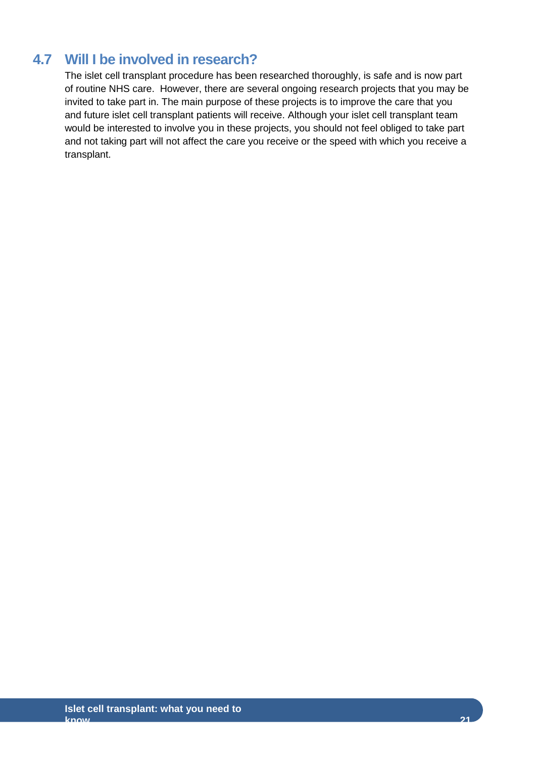## 4.7 Will I be involved in research?

The islet cell transplant procedure has been researched thoroughly, is safe and is now part of routine NHS care. However, there are several ongoing research projects that you may be invited to take part in. The main purpose of these projects is to improve the care that you and future islet cell transplant patients will receive. Although your islet cell transplant team would be interested to involve you in these projects, you should not feel obliged to take part and not taking part will not affect the care you receive or the speed with which you receive a transplant.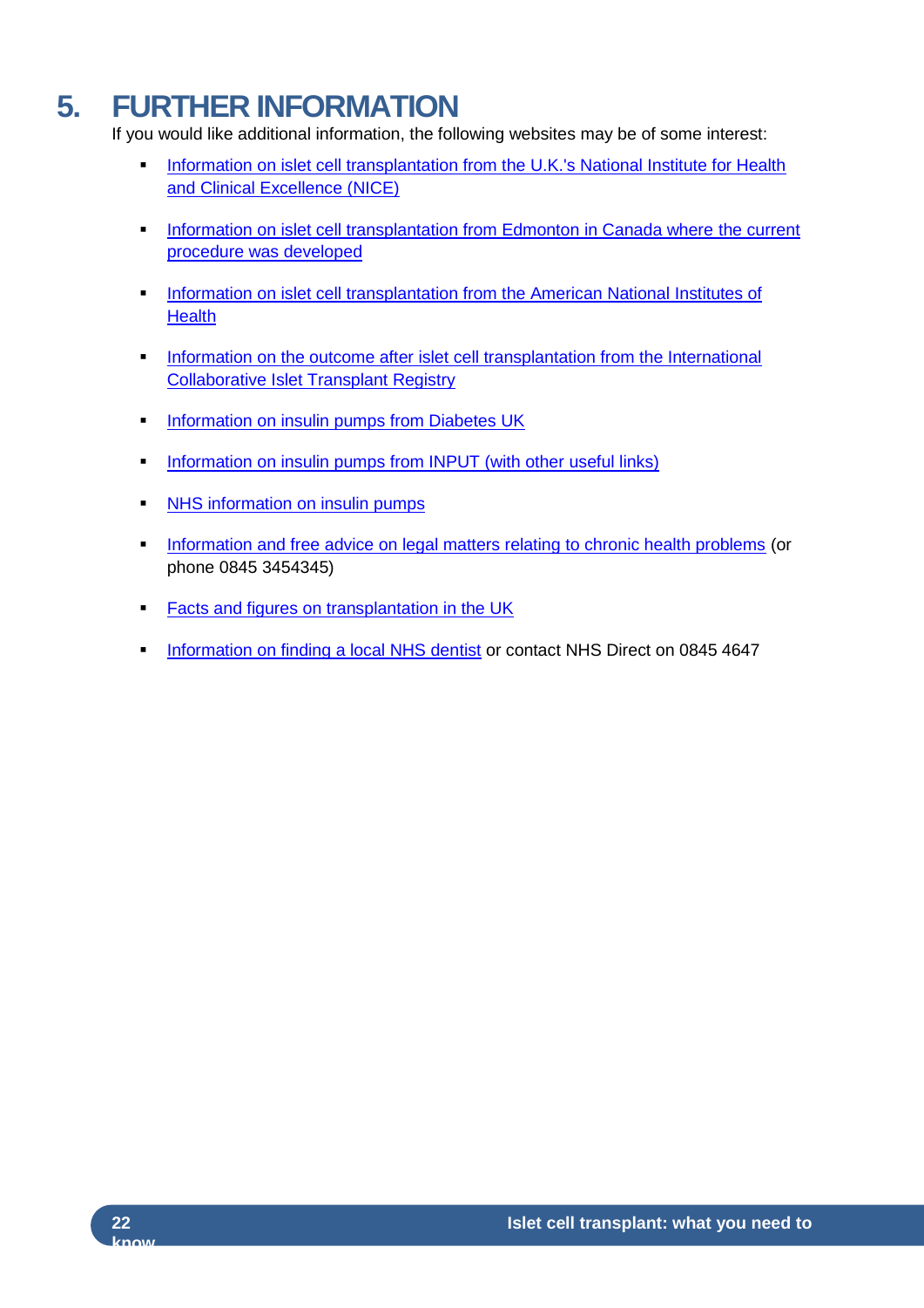# 5. FURTHER INFORMATION

If you would like additional information, the following websites may be of some interest:

- Information on islet cell transplantation from the U.K.'s National Institute for Health and Clinical Excellence (NICE)
- Information on islet cell transplantation from Edmonton in Canada where the current procedure was developed
- Information on islet cell transplantation from the American National Institutes of Health
- Information on the outcome after islet cell transplantation from the International Collaborative Islet Transplant Registry
- Information on insulin pumps from Diabetes UK
- Information on insulin pumps from INPUT (with other useful links)
- NHS information on insulin pumps
- Information and free advice on legal matters relating to chronic health problems (or phone 0845 3454345)
- Facts and figures on transplantation in the UK
- Information on finding a local NHS dentist or contact NHS Direct on 0845 4647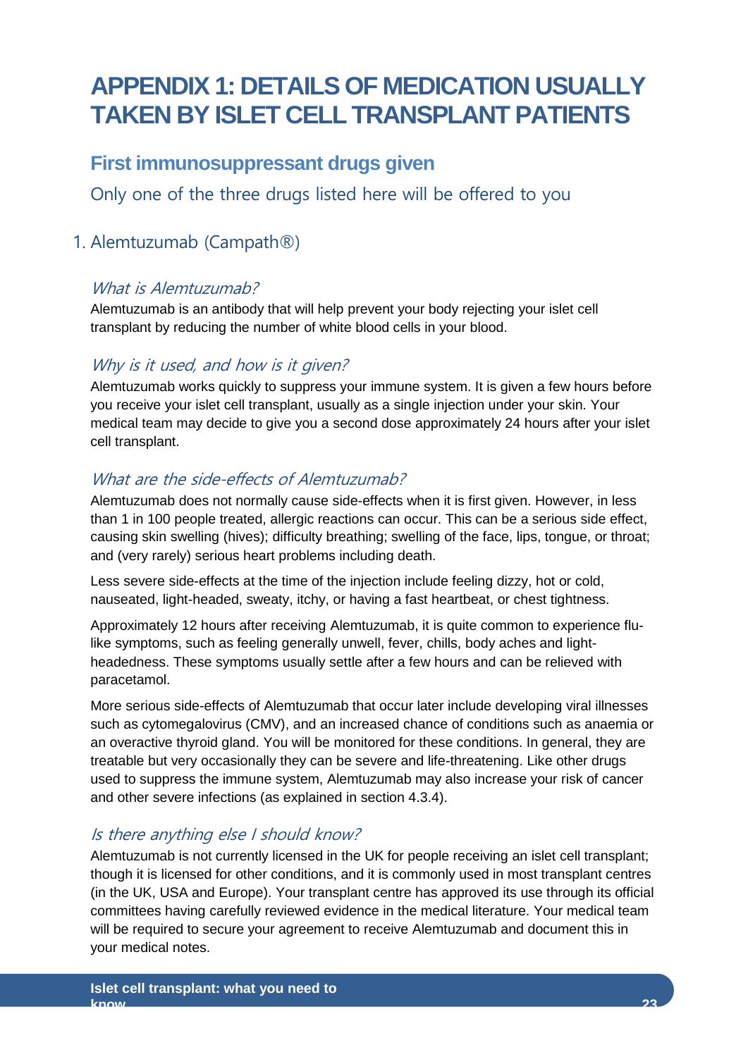# APPENDIX 1: DETAILS OF MEDICATION USUALLY TAKEN BY ISLET CELL TRANSPLANT PATIENTS

## First immunosuppressant drugs given

Only one of the three drugs listed here will be offered to you

### 1. Alemtuzumab (Campath®)

#### *What is Alemtuzumab?*

Alemtuzumab is an antibody that will help prevent your body rejecting your islet cell transplant by reducing the number of white blood cells in your blood.

#### *Why is it used, and how is it given?*

Alemtuzumab works quickly to suppress your immune system. It is given a few hours before you receive your islet cell transplant, usually as a single injection under your skin. Your medical team may decide to give you a second dose approximately 24 hours after your islet cell transplant.

#### *What are the side-effects of Alemtuzumab?*

Alemtuzumab does not normally cause side-effects when it is first given. However, in less than 1 in 100 people treated, allergic reactions can occur. This can be a serious side effect, causing skin swelling (hives); difficulty breathing; swelling of the face, lips, tongue, or throat; and (very rarely) serious heart problems including death.

Less severe side-effects at the time of the injection include feeling dizzy, hot or cold, nauseated, light-headed, sweaty, itchy, or having a fast heartbeat, or chest tightness.

Approximately 12 hours after receiving Alemtuzumab, it is quite common to experience flu-like symptoms, such as feeling generally unwell, fever, chills, body aches and light-headedness. These symptoms usually settle after a few hours and can be relieved with paracetamol.

More serious side-effects of Alemtuzumab that occur later include developing viral illnesses such as cytomegalovirus (CMV), and an increased chance of conditions such as anaemia or an overactive thyroid gland. You will be monitored for these conditions. In general, they are treatable but very occasionally they can be severe and life-threatening. Like other drugs used to suppress the immune system, Alemtuzumab may also increase your risk of cancer and other severe infections (as explained in section 4.3.4).

#### *Is there anything else I should know?*

Alemtuzumab is not currently licensed in the UK for people receiving an islet cell transplant; though it is licensed for other conditions, and it is commonly used in most transplant centres (in the UK, USA and Europe). Your transplant centre has approved its use through its official committees having carefully reviewed evidence in the medical literature. Your medical team will be required to secure your agreement to receive Alemtuzumab and document this in your medical notes.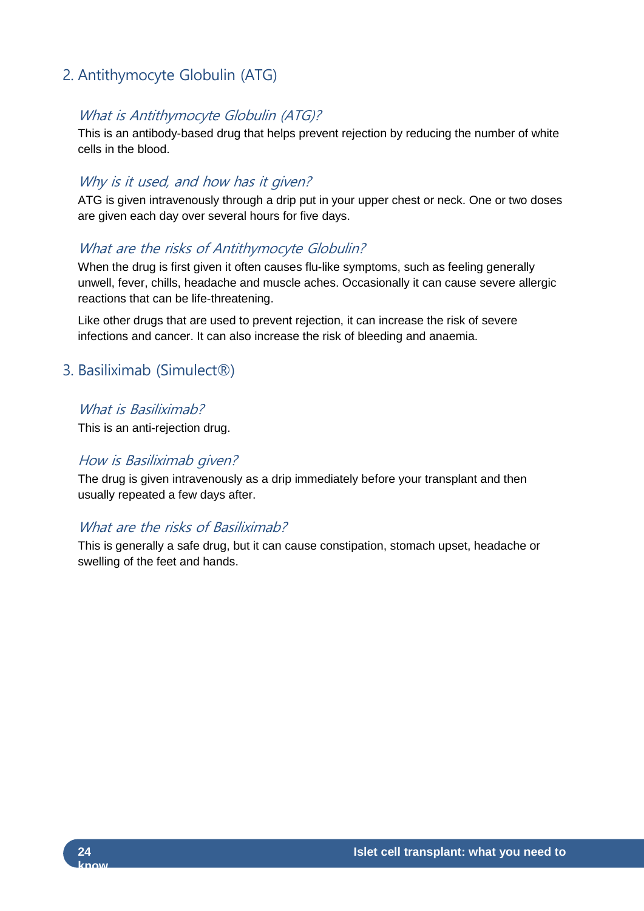## 2. Antithymocyte Globulin (ATG)

### *What is Antithymocyte Globulin (ATG)?*

This is an antibody-based drug that helps prevent rejection by reducing the number of white cells in the blood.

### *Why is it used, and how has it given?*

ATG is given intravenously through a drip put in your upper chest or neck. One or two doses are given each day over several hours for five days.

### *What are the risks of Antithymocyte Globulin?*

When the drug is first given it often causes flu-like symptoms, such as feeling generally unwell, fever, chills, headache and muscle aches. Occasionally it can cause severe allergic reactions that can be life-threatening.

Like other drugs that are used to prevent rejection, it can increase the risk of severe infections and cancer. It can also increase the risk of bleeding and anaemia.

## 3. Basiliximab (Simulect®)

### *What is Basiliximab?*

This is an anti-rejection drug.

### *How is Basiliximab given?*

The drug is given intravenously as a drip immediately before your transplant and then usually repeated a few days after.

### *What are the risks of Basiliximab?*

This is generally a safe drug, but it can cause constipation, stomach upset, headache or swelling of the feet and hands.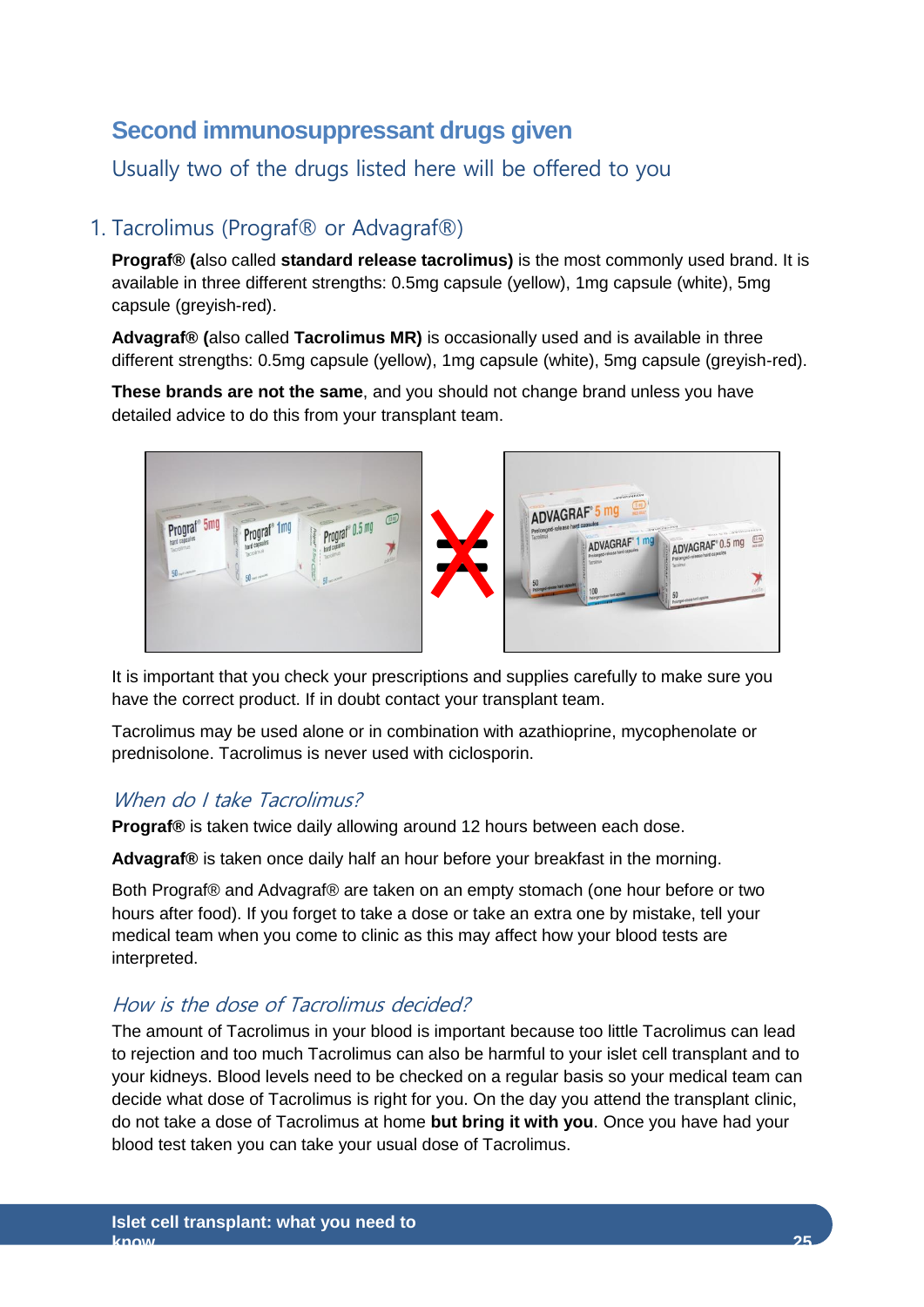## Second immunosuppressant drugs given

Usually two of the drugs listed here will be offered to you

### 1. Tacrolimus (Prograf® or Advagraf®)

**Prograf® (**also called **standard release tacrolimus)** is the most commonly used brand. It is available in three different strengths: 0.5mg capsule (yellow), 1mg capsule (white), 5mg capsule (greyish-red).

**Advagraf® (**also called **Tacrolimus MR)** is occasionally used and is available in three different strengths: 0.5mg capsule (yellow), 1mg capsule (white), 5mg capsule (greyish-red).

**These brands are not the same**, and you should not change brand unless you have detailed advice to do this from your transplant team.

It is important that you check your prescriptions and supplies carefully to make sure you have the correct product. If in doubt contact your transplant team.

Tacrolimus may be used alone or in combination with azathioprine, mycophenolate or prednisolone. Tacrolimus is never used with ciclosporin.

#### *When do I take Tacrolimus?*

**Prograf®** is taken twice daily allowing around 12 hours between each dose.

**Advagraf®** is taken once daily half an hour before your breakfast in the morning.

Both Prograf® and Advagraf® are taken on an empty stomach (one hour before or two hours after food). If you forget to take a dose or take an extra one by mistake, tell your medical team when you come to clinic as this may affect how your blood tests are interpreted.

#### *How is the dose of Tacrolimus decided?*

The amount of Tacrolimus in your blood is important because too little Tacrolimus can lead to rejection and too much Tacrolimus can also be harmful to your islet cell transplant and to your kidneys. Blood levels need to be checked on a regular basis so your medical team can decide what dose of Tacrolimus is right for you. On the day you attend the transplant clinic, do not take a dose of Tacrolimus at home **but bring it with you**. Once you have had your blood test taken you can take your usual dose of Tacrolimus.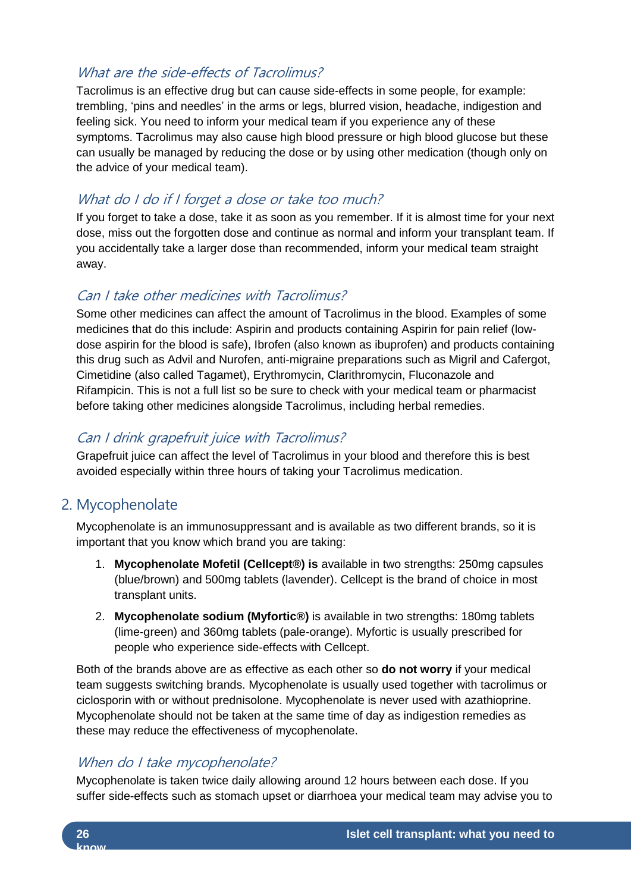### What are the side-effects of Tacrolimus?

Tacrolimus is an effective drug but can cause side-effects in some people, for example: trembling, 'pins and needles' in the arms or legs, blurred vision, headache, indigestion and feeling sick. You need to inform your medical team if you experience any of these symptoms. Tacrolimus may also cause high blood pressure or high blood glucose but these can usually be managed by reducing the dose or by using other medication (though only on the advice of your medical team).

### What do I do if I forget a dose or take too much?

If you forget to take a dose, take it as soon as you remember. If it is almost time for your next dose, miss out the forgotten dose and continue as normal and inform your transplant team. If you accidentally take a larger dose than recommended, inform your medical team straight away.

### Can I take other medicines with Tacrolimus?

Some other medicines can affect the amount of Tacrolimus in the blood. Examples of some medicines that do this include: Aspirin and products containing Aspirin for pain relief (low-dose aspirin for the blood is safe), Ibrofen (also known as ibuprofen) and products containing this drug such as Advil and Nurofen, anti-migraine preparations such as Migril and Cafergot, Cimetidine (also called Tagamet), Erythromycin, Clarithromycin, Fluconazole and Rifampicin. This is not a full list so be sure to check with your medical team or pharmacist before taking other medicines alongside Tacrolimus, including herbal remedies.

### Can I drink grapefruit juice with Tacrolimus?

Grapefruit juice can affect the level of Tacrolimus in your blood and therefore this is best avoided especially within three hours of taking your Tacrolimus medication.

## 2. Mycophenolate

Mycophenolate is an immunosuppressant and is available as two different brands, so it is important that you know which brand you are taking:

1. **Mycophenolate Mofetil (Cellcept®) is** available in two strengths: 250mg capsules (blue/brown) and 500mg tablets (lavender). Cellcept is the brand of choice in most transplant units.
2. **Mycophenolate sodium (Myfortic®)** is available in two strengths: 180mg tablets (lime-green) and 360mg tablets (pale-orange). Myfortic is usually prescribed for people who experience side-effects with Cellcept.

Both of the brands above are as effective as each other so **do not worry** if your medical team suggests switching brands. Mycophenolate is usually used together with tacrolimus or ciclosporin with or without prednisolone. Mycophenolate is never used with azathioprine. Mycophenolate should not be taken at the same time of day as indigestion remedies as these may reduce the effectiveness of mycophenolate.

### When do I take mycophenolate?

Mycophenolate is taken twice daily allowing around 12 hours between each dose. If you suffer side-effects such as stomach upset or diarrhoea your medical team may advise you to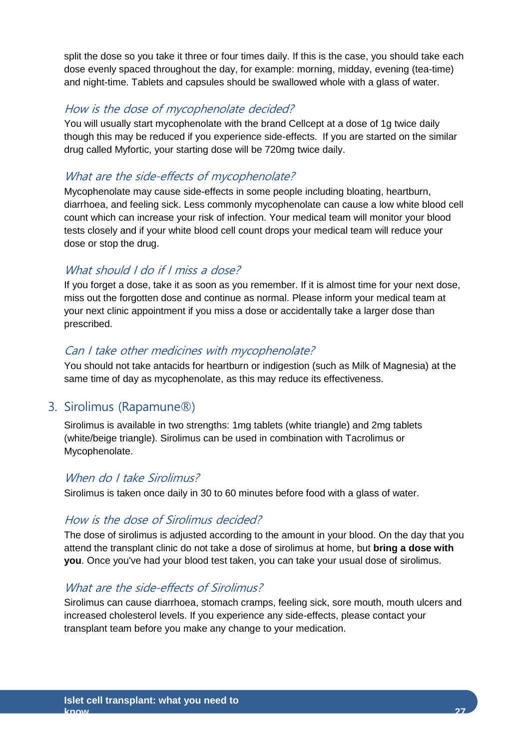split the dose so you take it three or four times daily. If this is the case, you should take each dose evenly spaced throughout the day, for example: morning, midday, evening (tea-time) and night-time. Tablets and capsules should be swallowed whole with a glass of water.

### *How is the dose of mycophenolate decided?*

You will usually start mycophenolate with the brand Cellcept at a dose of 1g twice daily though this may be reduced if you experience side-effects. If you are started on the similar drug called Myfortic, your starting dose will be 720mg twice daily.

### *What are the side-effects of mycophenolate?*

Mycophenolate may cause side-effects in some people including bloating, heartburn, diarrhoea, and feeling sick. Less commonly mycophenolate can cause a low white blood cell count which can increase your risk of infection. Your medical team will monitor your blood tests closely and if your white blood cell count drops your medical team will reduce your dose or stop the drug.

### *What should I do if I miss a dose?*

If you forget a dose, take it as soon as you remember. If it is almost time for your next dose, miss out the forgotten dose and continue as normal. Please inform your medical team at your next clinic appointment if you miss a dose or accidentally take a larger dose than prescribed.

### *Can I take other medicines with mycophenolate?*

You should not take antacids for heartburn or indigestion (such as Milk of Magnesia) at the same time of day as mycophenolate, as this may reduce its effectiveness.

## 3. Sirolimus (Rapamune®)

Sirolimus is available in two strengths: 1mg tablets (white triangle) and 2mg tablets (white/beige triangle). Sirolimus can be used in combination with Tacrolimus or Mycophenolate.

### *When do I take Sirolimus?*

Sirolimus is taken once daily in 30 to 60 minutes before food with a glass of water.

### *How is the dose of Sirolimus decided?*

The dose of sirolimus is adjusted according to the amount in your blood. On the day that you attend the transplant clinic do not take a dose of sirolimus at home, but **bring a dose with you**. Once you've had your blood test taken, you can take your usual dose of sirolimus.

### *What are the side-effects of Sirolimus?*

Sirolimus can cause diarrhoea, stomach cramps, feeling sick, sore mouth, mouth ulcers and increased cholesterol levels. If you experience any side-effects, please contact your transplant team before you make any change to your medication.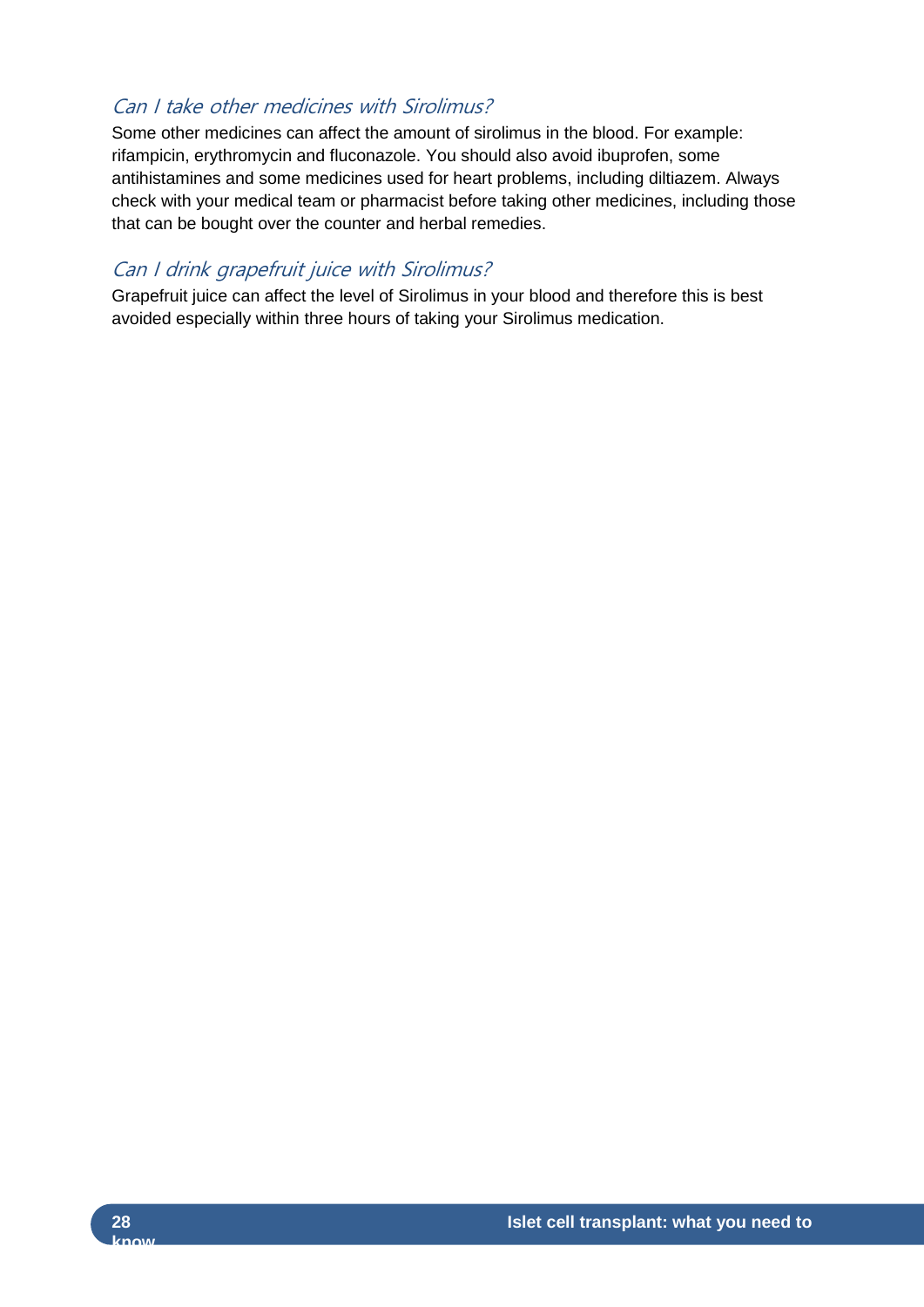### *Can I take other medicines with Sirolimus?*

Some other medicines can affect the amount of sirolimus in the blood. For example: rifampicin, erythromycin and fluconazole. You should also avoid ibuprofen, some antihistamines and some medicines used for heart problems, including diltiazem. Always check with your medical team or pharmacist before taking other medicines, including those that can be bought over the counter and herbal remedies.

### *Can I drink grapefruit juice with Sirolimus?*

Grapefruit juice can affect the level of Sirolimus in your blood and therefore this is best avoided especially within three hours of taking your Sirolimus medication.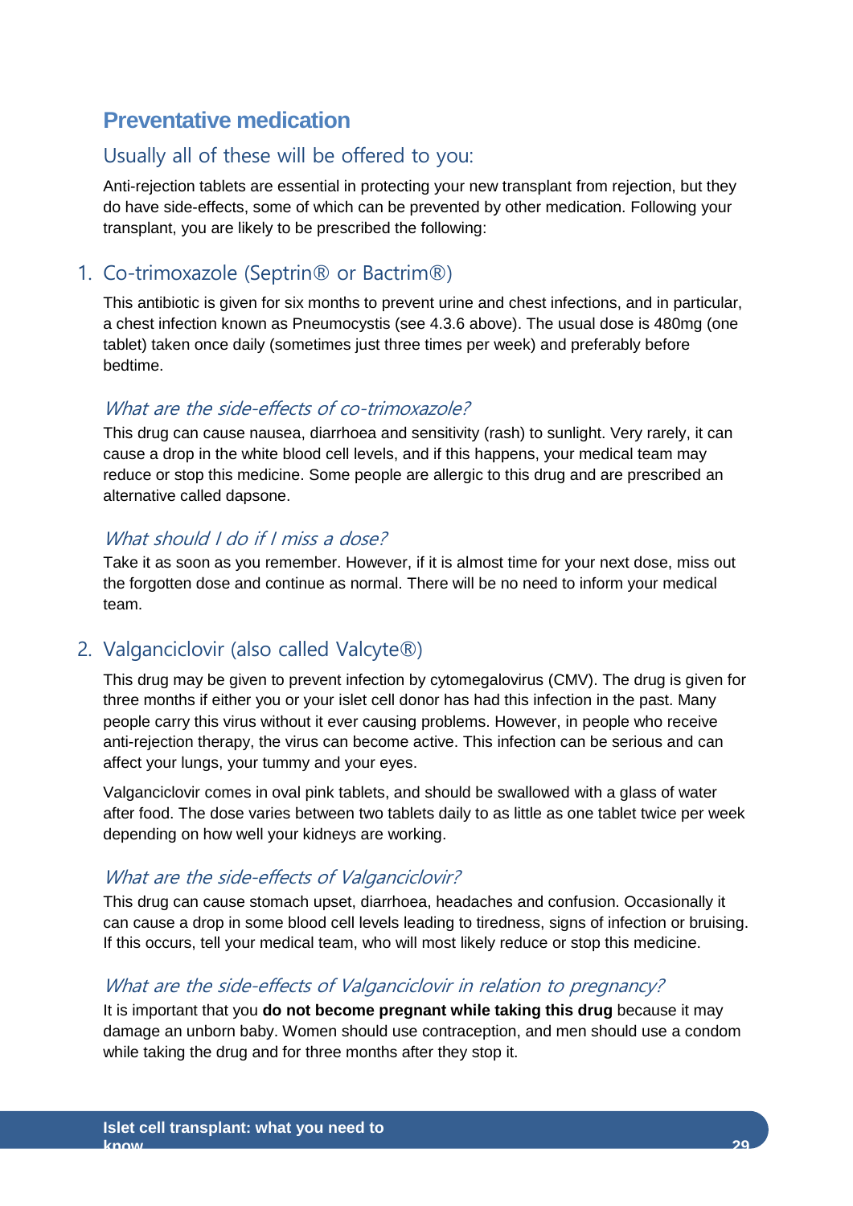## Preventative medication

### Usually all of these will be offered to you:

Anti-rejection tablets are essential in protecting your new transplant from rejection, but they do have side-effects, some of which can be prevented by other medication. Following your transplant, you are likely to be prescribed the following:

### 1. Co-trimoxazole (Septrin® or Bactrim®)

This antibiotic is given for six months to prevent urine and chest infections, and in particular, a chest infection known as Pneumocystis (see 4.3.6 above). The usual dose is 480mg (one tablet) taken once daily (sometimes just three times per week) and preferably before bedtime.

#### *What are the side-effects of co-trimoxazole?*

This drug can cause nausea, diarrhoea and sensitivity (rash) to sunlight. Very rarely, it can cause a drop in the white blood cell levels, and if this happens, your medical team may reduce or stop this medicine. Some people are allergic to this drug and are prescribed an alternative called dapsone.

#### *What should I do if I miss a dose?*

Take it as soon as you remember. However, if it is almost time for your next dose, miss out the forgotten dose and continue as normal. There will be no need to inform your medical team.

### 2. Valganciclovir (also called Valcyte®)

This drug may be given to prevent infection by cytomegalovirus (CMV). The drug is given for three months if either you or your islet cell donor has had this infection in the past. Many people carry this virus without it ever causing problems. However, in people who receive anti-rejection therapy, the virus can become active. This infection can be serious and can affect your lungs, your tummy and your eyes.

Valganciclovir comes in oval pink tablets, and should be swallowed with a glass of water after food. The dose varies between two tablets daily to as little as one tablet twice per week depending on how well your kidneys are working.

#### *What are the side-effects of Valganciclovir?*

This drug can cause stomach upset, diarrhoea, headaches and confusion. Occasionally it can cause a drop in some blood cell levels leading to tiredness, signs of infection or bruising. If this occurs, tell your medical team, who will most likely reduce or stop this medicine.

#### *What are the side-effects of Valganciclovir in relation to pregnancy?*

It is important that you **do not become pregnant while taking this drug** because it may damage an unborn baby. Women should use contraception, and men should use a condom while taking the drug and for three months after they stop it.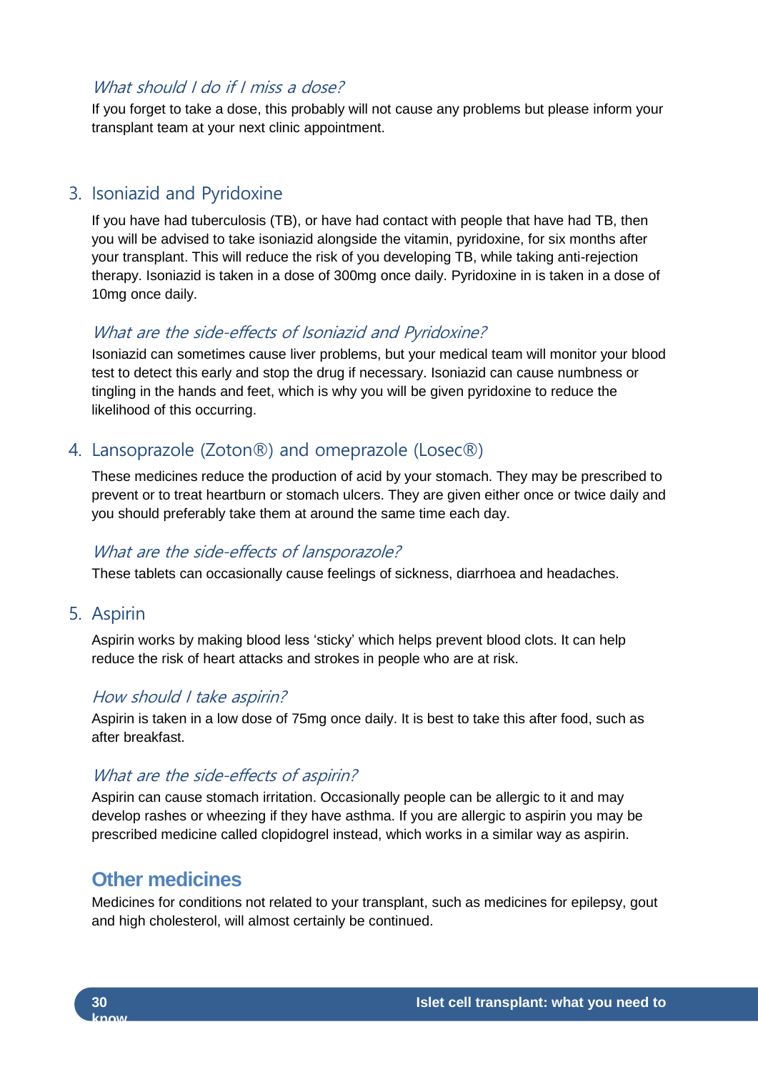### *What should I do if I miss a dose?*

If you forget to take a dose, this probably will not cause any problems but please inform your transplant team at your next clinic appointment.

## 3. Isoniazid and Pyridoxine

If you have had tuberculosis (TB), or have had contact with people that have had TB, then you will be advised to take isoniazid alongside the vitamin, pyridoxine, for six months after your transplant. This will reduce the risk of you developing TB, while taking anti-rejection therapy. Isoniazid is taken in a dose of 300mg once daily. Pyridoxine in is taken in a dose of 10mg once daily.

### *What are the side-effects of Isoniazid and Pyridoxine?*

Isoniazid can sometimes cause liver problems, but your medical team will monitor your blood test to detect this early and stop the drug if necessary. Isoniazid can cause numbness or tingling in the hands and feet, which is why you will be given pyridoxine to reduce the likelihood of this occurring.

## 4. Lansoprazole (Zoton®) and omeprazole (Losec®)

These medicines reduce the production of acid by your stomach. They may be prescribed to prevent or to treat heartburn or stomach ulcers. They are given either once or twice daily and you should preferably take them at around the same time each day.

### *What are the side-effects of lansporazole?*

These tablets can occasionally cause feelings of sickness, diarrhoea and headaches.

## 5. Aspirin

Aspirin works by making blood less 'sticky' which helps prevent blood clots. It can help reduce the risk of heart attacks and strokes in people who are at risk.

### *How should I take aspirin?*

Aspirin is taken in a low dose of 75mg once daily. It is best to take this after food, such as after breakfast.

### *What are the side-effects of aspirin?*

Aspirin can cause stomach irritation. Occasionally people can be allergic to it and may develop rashes or wheezing if they have asthma. If you are allergic to aspirin you may be prescribed medicine called clopidogrel instead, which works in a similar way as aspirin.

# Other medicines

Medicines for conditions not related to your transplant, such as medicines for epilepsy, gout and high cholesterol, will almost certainly be continued.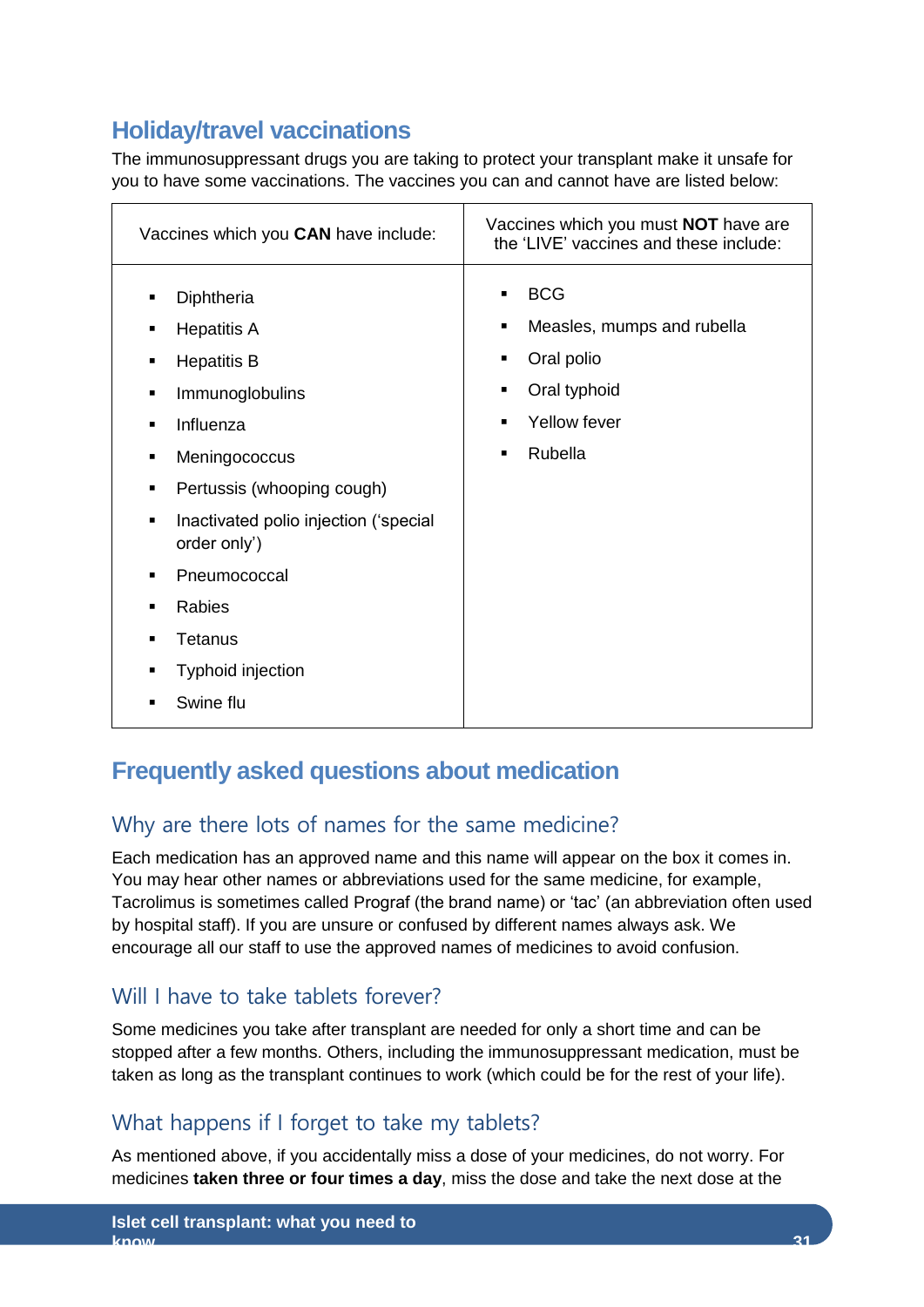## Holiday/travel vaccinations

The immunosuppressant drugs you are taking to protect your transplant make it unsafe for you to have some vaccinations. The vaccines you can and cannot have are listed below:

| Vaccines which you **CAN** have include: | Vaccines which you must **NOT** have are the 'LIVE' vaccines and these include: |
|---|---|
| ▪ Diphtheria<br>▪ Hepatitis A<br>▪ Hepatitis B<br>▪ Immunoglobulins<br>▪ Influenza<br>▪ Meningococcus<br>▪ Pertussis (whooping cough)<br>▪ Inactivated polio injection ('special order only')<br>▪ Pneumococcal<br>▪ Rabies<br>▪ Tetanus<br>▪ Typhoid injection<br>▪ Swine flu | ▪ BCG<br>▪ Measles, mumps and rubella<br>▪ Oral polio<br>▪ Oral typhoid<br>▪ Yellow fever<br>▪ Rubella |

## Frequently asked questions about medication

### Why are there lots of names for the same medicine?

Each medication has an approved name and this name will appear on the box it comes in. You may hear other names or abbreviations used for the same medicine, for example, Tacrolimus is sometimes called Prograf (the brand name) or 'tac' (an abbreviation often used by hospital staff). If you are unsure or confused by different names always ask. We encourage all our staff to use the approved names of medicines to avoid confusion.

### Will I have to take tablets forever?

Some medicines you take after transplant are needed for only a short time and can be stopped after a few months. Others, including the immunosuppressant medication, must be taken as long as the transplant continues to work (which could be for the rest of your life).

### What happens if I forget to take my tablets?

As mentioned above, if you accidentally miss a dose of your medicines, do not worry. For medicines **taken three or four times a day**, miss the dose and take the next dose at the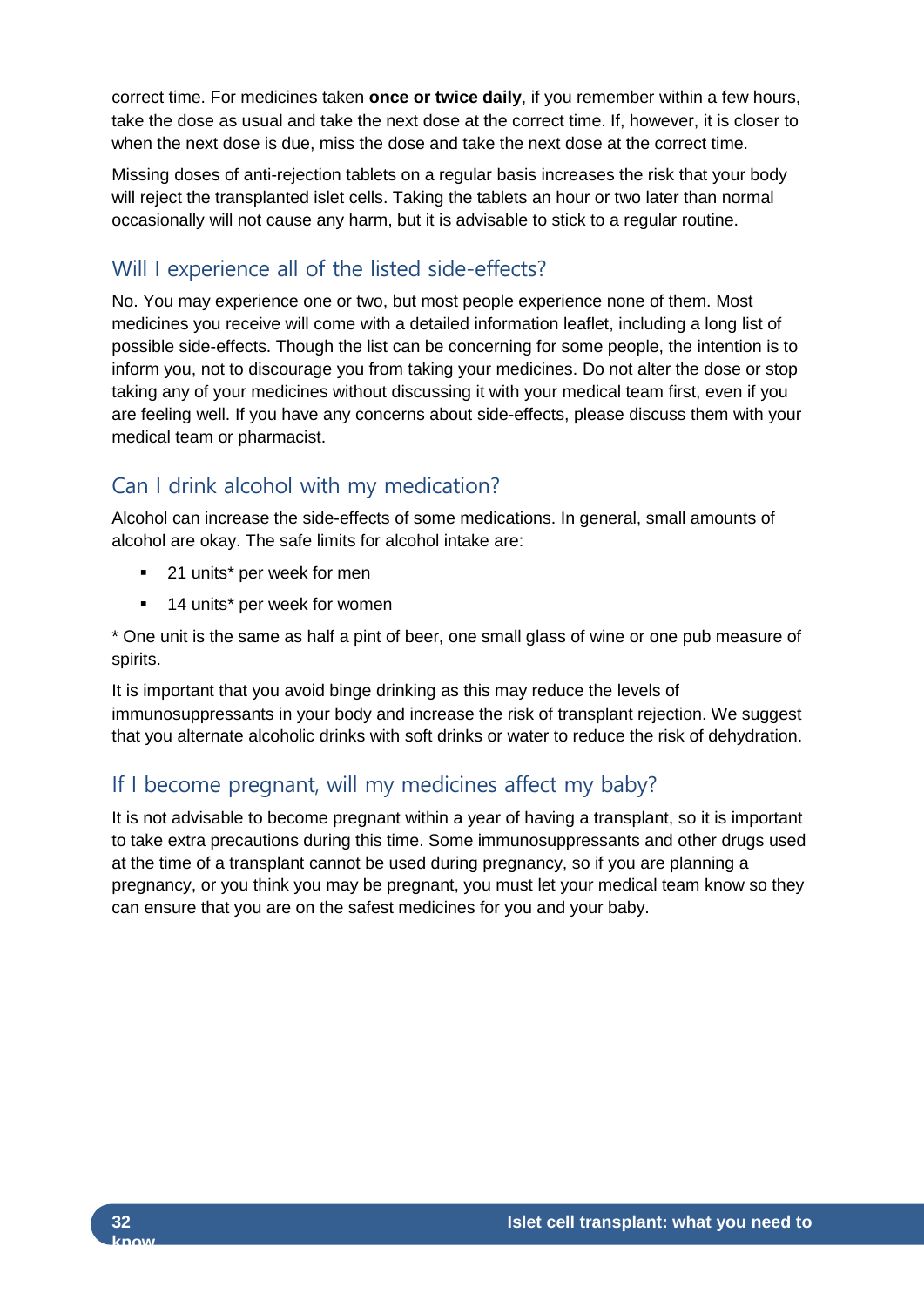correct time. For medicines taken **once or twice daily**, if you remember within a few hours, take the dose as usual and take the next dose at the correct time. If, however, it is closer to when the next dose is due, miss the dose and take the next dose at the correct time.

Missing doses of anti-rejection tablets on a regular basis increases the risk that your body will reject the transplanted islet cells. Taking the tablets an hour or two later than normal occasionally will not cause any harm, but it is advisable to stick to a regular routine.

## Will I experience all of the listed side-effects?

No. You may experience one or two, but most people experience none of them. Most medicines you receive will come with a detailed information leaflet, including a long list of possible side-effects. Though the list can be concerning for some people, the intention is to inform you, not to discourage you from taking your medicines. Do not alter the dose or stop taking any of your medicines without discussing it with your medical team first, even if you are feeling well. If you have any concerns about side-effects, please discuss them with your medical team or pharmacist.

## Can I drink alcohol with my medication?

Alcohol can increase the side-effects of some medications. In general, small amounts of alcohol are okay. The safe limits for alcohol intake are:

- 21 units* per week for men
- 14 units* per week for women

* One unit is the same as half a pint of beer, one small glass of wine or one pub measure of spirits.

It is important that you avoid binge drinking as this may reduce the levels of immunosuppressants in your body and increase the risk of transplant rejection. We suggest that you alternate alcoholic drinks with soft drinks or water to reduce the risk of dehydration.

## If I become pregnant, will my medicines affect my baby?

It is not advisable to become pregnant within a year of having a transplant, so it is important to take extra precautions during this time. Some immunosuppressants and other drugs used at the time of a transplant cannot be used during pregnancy, so if you are planning a pregnancy, or you think you may be pregnant, you must let your medical team know so they can ensure that you are on the safest medicines for you and your baby.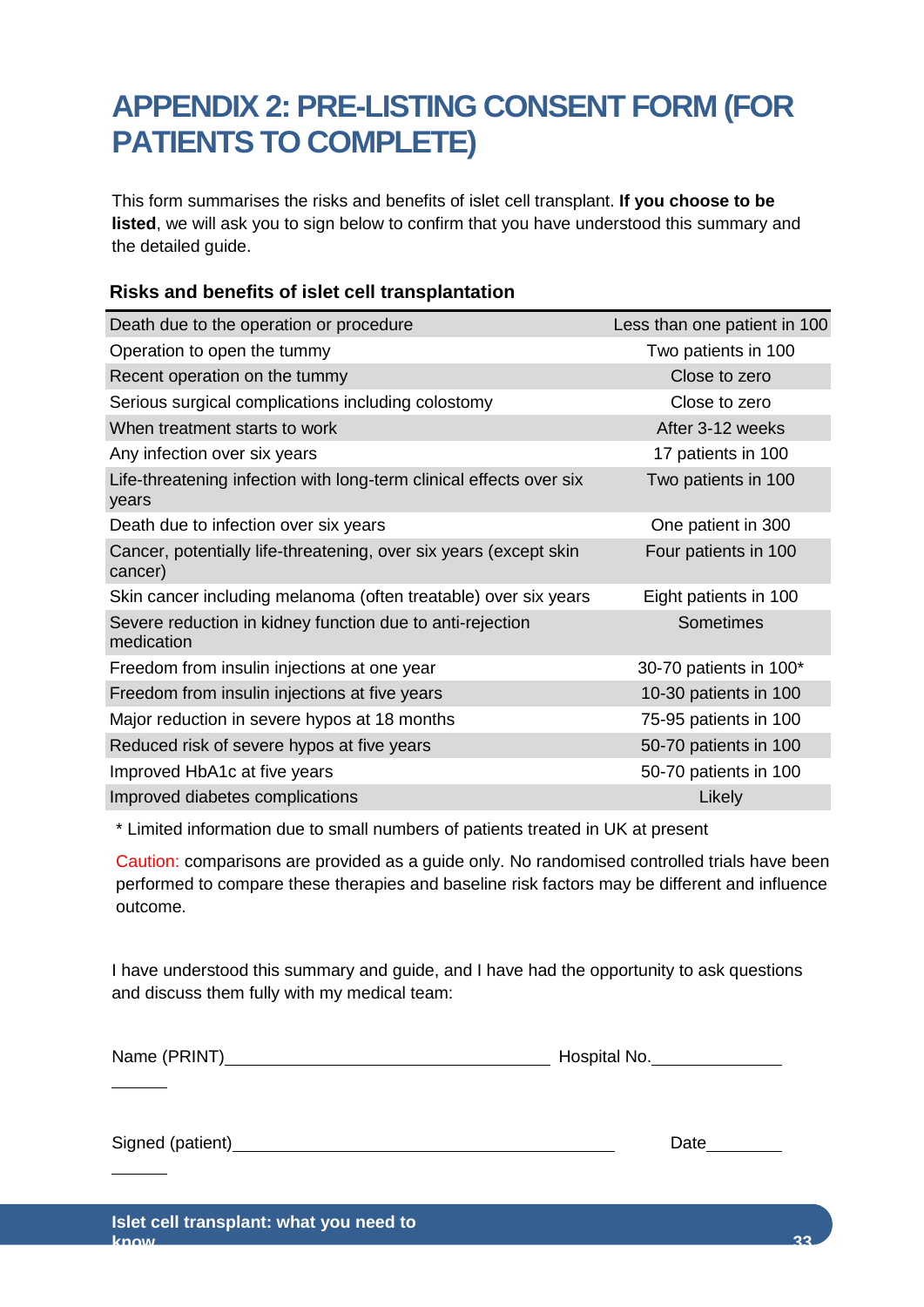# APPENDIX 2: PRE-LISTING CONSENT FORM (FOR PATIENTS TO COMPLETE)

This form summarises the risks and benefits of islet cell transplant. **If you choose to be listed**, we will ask you to sign below to confirm that you have understood this summary and the detailed guide.

**Risks and benefits of islet cell transplantation**

| | |
|---|---|
| Death due to the operation or procedure | Less than one patient in 100 |
| Operation to open the tummy | Two patients in 100 |
| Recent operation on the tummy | Close to zero |
| Serious surgical complications including colostomy | Close to zero |
| When treatment starts to work | After 3-12 weeks |
| Any infection over six years | 17 patients in 100 |
| Life-threatening infection with long-term clinical effects over six years | Two patients in 100 |
| Death due to infection over six years | One patient in 300 |
| Cancer, potentially life-threatening, over six years (except skin cancer) | Four patients in 100 |
| Skin cancer including melanoma (often treatable) over six years | Eight patients in 100 |
| Severe reduction in kidney function due to anti-rejection medication | Sometimes |
| Freedom from insulin injections at one year | 30-70 patients in 100* |
| Freedom from insulin injections at five years | 10-30 patients in 100 |
| Major reduction in severe hypos at 18 months | 75-95 patients in 100 |
| Reduced risk of severe hypos at five years | 50-70 patients in 100 |
| Improved HbA1c at five years | 50-70 patients in 100 |
| Improved diabetes complications | Likely |

\* Limited information due to small numbers of patients treated in UK at present

Caution: comparisons are provided as a guide only. No randomised controlled trials have been performed to compare these therapies and baseline risk factors may be different and influence outcome.

I have understood this summary and guide, and I have had the opportunity to ask questions and discuss them fully with my medical team:

Name (PRINT)\_\_\_\_\_\_\_\_\_\_\_\_\_\_\_\_\_\_\_\_\_\_\_\_\_\_\_\_\_\_\_\_\_\_ Hospital No.\_\_\_\_\_\_\_\_\_\_\_\_\_\_\_\_

Signed (patient)\_\_\_\_\_\_\_\_\_\_\_\_\_\_\_\_\_\_\_\_\_\_\_\_\_\_\_\_\_\_\_\_\_\_\_\_\_\_ Date\_\_\_\_\_\_\_\_\_\_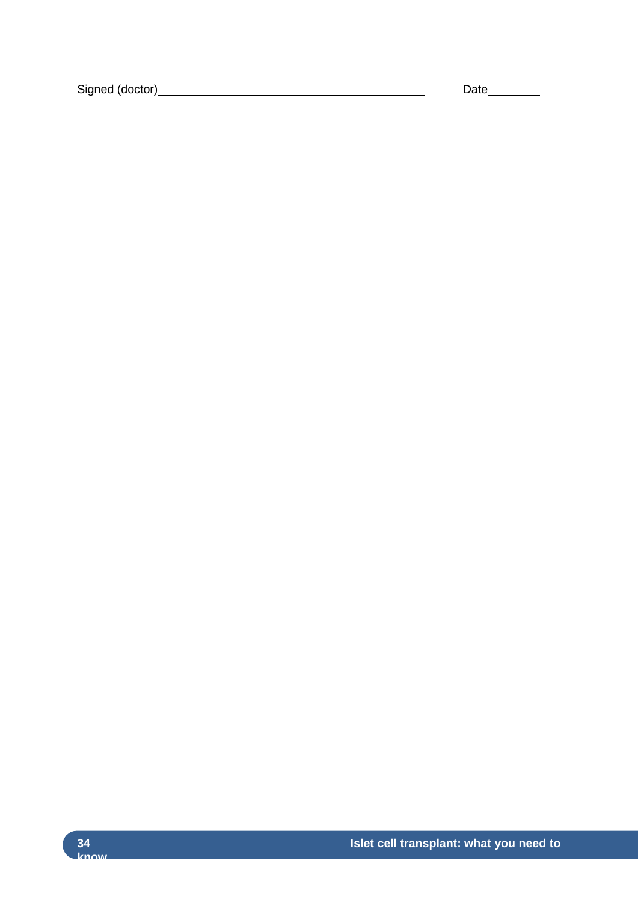Signed (doctor)\_\_\_\_\_\_\_\_\_\_\_\_\_\_\_\_\_\_\_\_\_\_\_\_\_\_\_\_\_\_\_\_\_\_\_\_\_\_\_\_ Date\_\_\_\_\_\_\_\_\_\_\_\_\_\_\_\_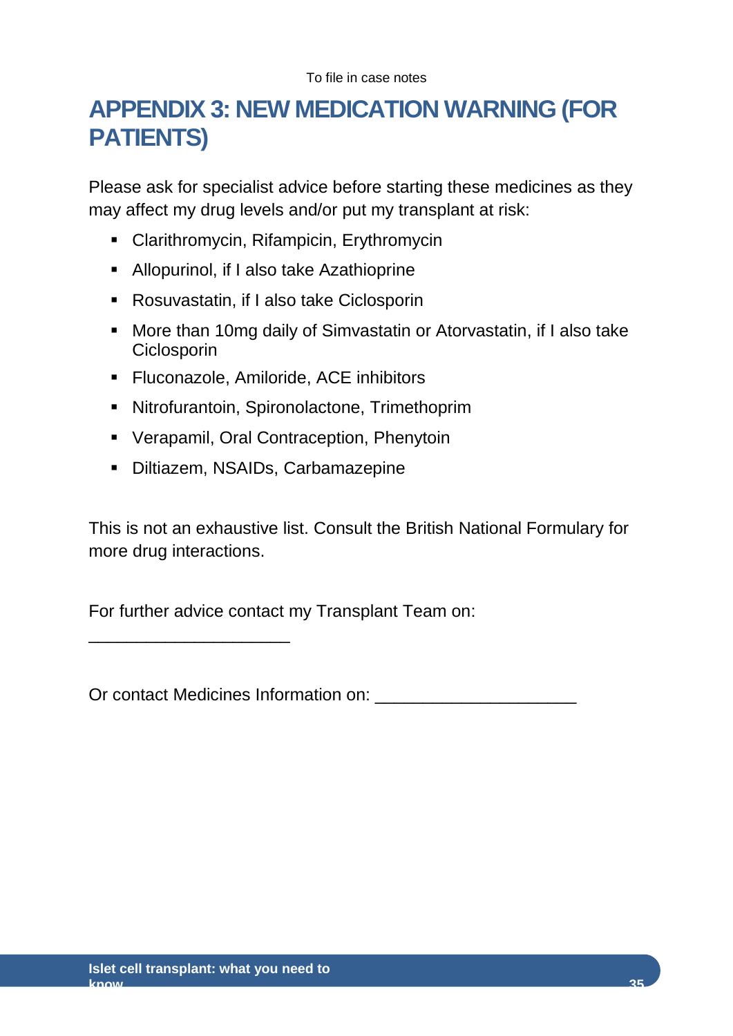To file in case notes

# APPENDIX 3: NEW MEDICATION WARNING (FOR PATIENTS)

Please ask for specialist advice before starting these medicines as they may affect my drug levels and/or put my transplant at risk:

- Clarithromycin, Rifampicin, Erythromycin
- Allopurinol, if I also take Azathioprine
- Rosuvastatin, if I also take Ciclosporin
- More than 10mg daily of Simvastatin or Atorvastatin, if I also take Ciclosporin
- Fluconazole, Amiloride, ACE inhibitors
- Nitrofurantoin, Spironolactone, Trimethoprim
- Verapamil, Oral Contraception, Phenytoin
- Diltiazem, NSAIDs, Carbamazepine

This is not an exhaustive list. Consult the British National Formulary for more drug interactions.

For further advice contact my Transplant Team on:

_____________________

Or contact Medicines Information on: _____________________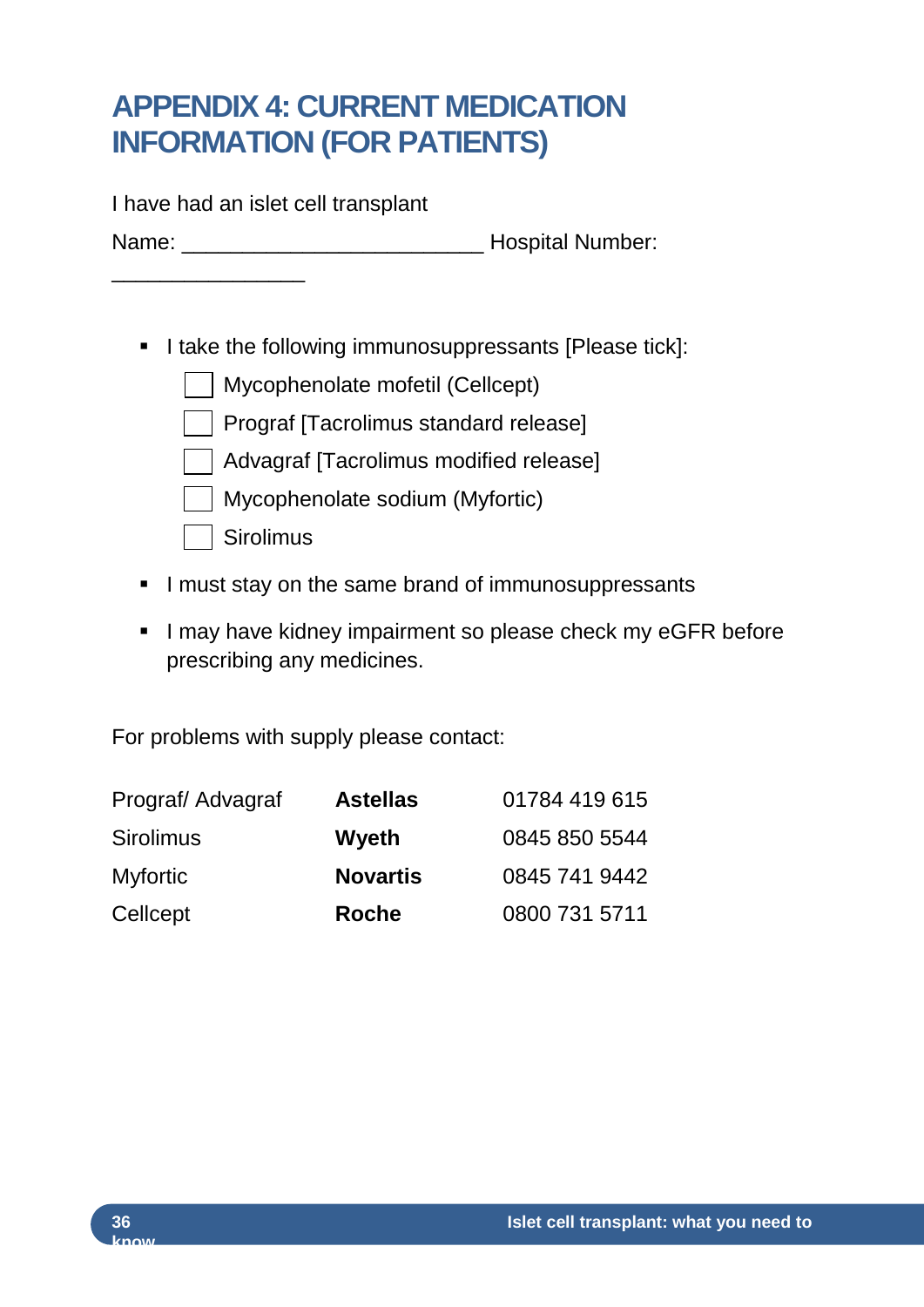# APPENDIX 4: CURRENT MEDICATION INFORMATION (FOR PATIENTS)

I have had an islet cell transplant

Name: ________________________ Hospital Number: ________________

- I take the following immunosuppressants [Please tick]:
  - ☐ Mycophenolate mofetil (Cellcept)
  - ☐ Prograf [Tacrolimus standard release]
  - ☐ Advagraf [Tacrolimus modified release]
  - ☐ Mycophenolate sodium (Myfortic)
  - ☐ Sirolimus
- I must stay on the same brand of immunosuppressants
- I may have kidney impairment so please check my eGFR before prescribing any medicines.

For problems with supply please contact:

| | | |
|---|---|---|
| Prograf/ Advagraf | **Astellas** | 01784 419 615 |
| Sirolimus | **Wyeth** | 0845 850 5544 |
| Myfortic | **Novartis** | 0845 741 9442 |
| Cellcept | **Roche** | 0800 731 5711 |